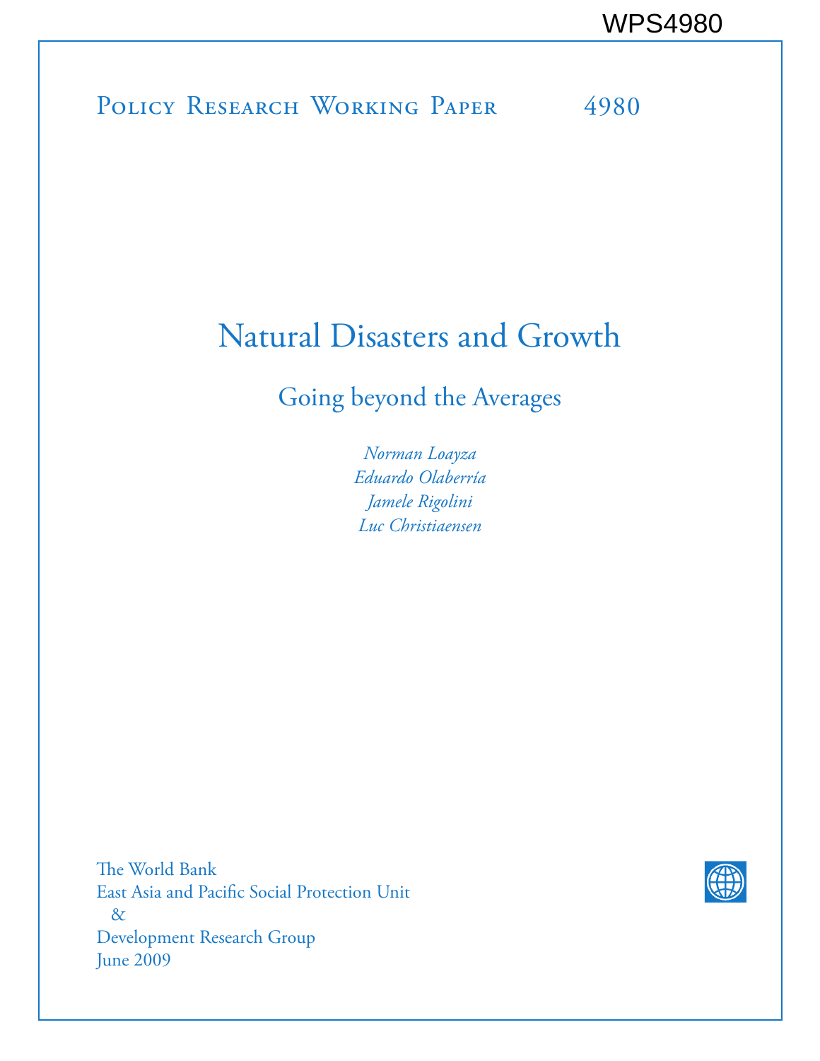WPS4980

Policy Research Working Paper 4980

# Natural Disasters and Growth

## Going beyond the Averages

*Norman Loayza*
*Eduardo Olaberría*
*Jamele Rigolini*
*Luc Christiaensen*

The World Bank
East Asia and Pacific Social Protection Unit
&
Development Research Group
June 2009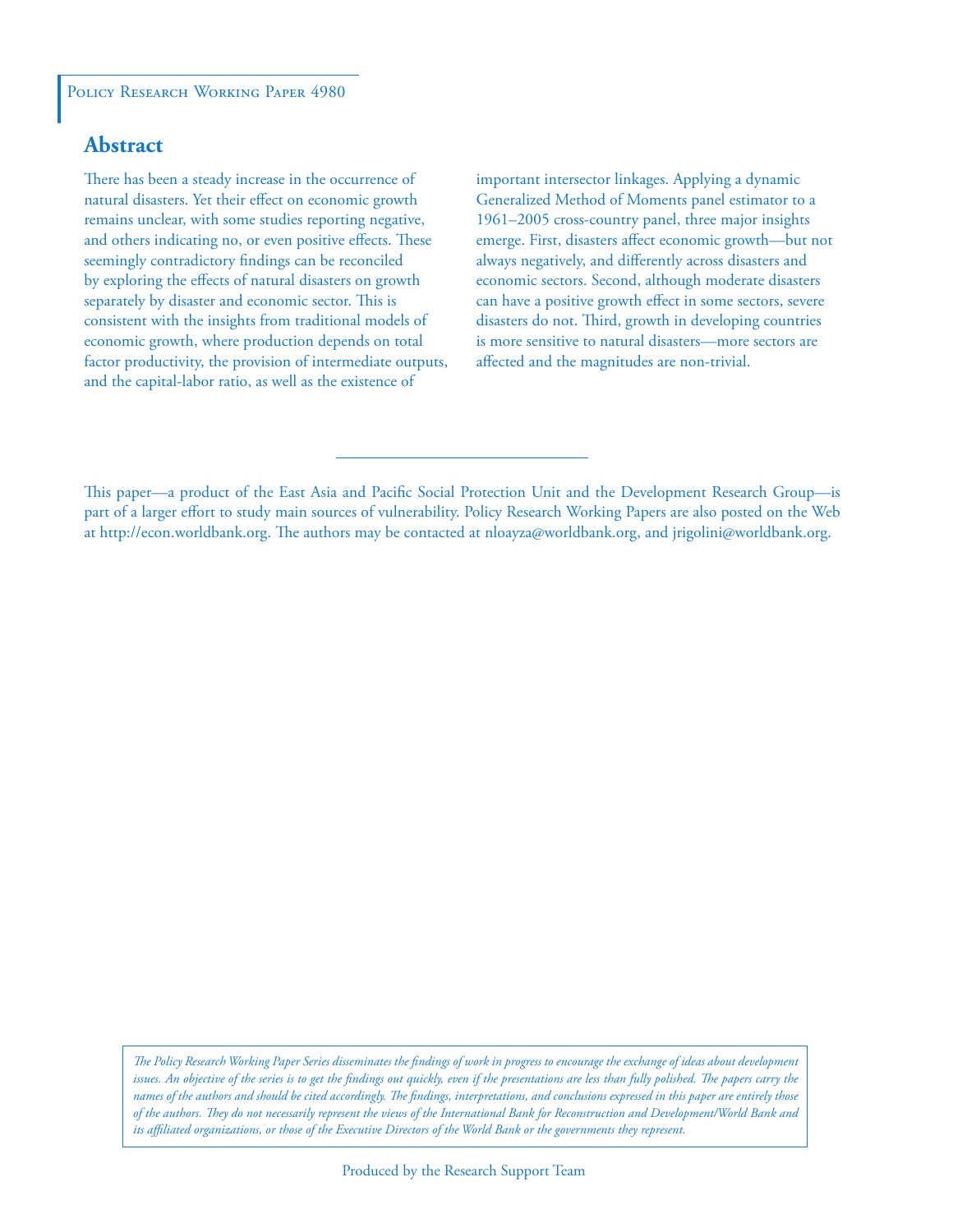Policy Research Working Paper 4980

## Abstract

There has been a steady increase in the occurrence of natural disasters. Yet their effect on economic growth remains unclear, with some studies reporting negative, and others indicating no, or even positive effects. These seemingly contradictory findings can be reconciled by exploring the effects of natural disasters on growth separately by disaster and economic sector. This is consistent with the insights from traditional models of economic growth, where production depends on total factor productivity, the provision of intermediate outputs, and the capital-labor ratio, as well as the existence of important intersector linkages. Applying a dynamic Generalized Method of Moments panel estimator to a 1961–2005 cross-country panel, three major insights emerge. First, disasters affect economic growth—but not always negatively, and differently across disasters and economic sectors. Second, although moderate disasters can have a positive growth effect in some sectors, severe disasters do not. Third, growth in developing countries is more sensitive to natural disasters—more sectors are affected and the magnitudes are non-trivial.

---

This paper—a product of the East Asia and Pacific Social Protection Unit and the Development Research Group—is part of a larger effort to study main sources of vulnerability. Policy Research Working Papers are also posted on the Web at http://econ.worldbank.org. The authors may be contacted at nloayza@worldbank.org, and jrigolini@worldbank.org.

*The Policy Research Working Paper Series disseminates the findings of work in progress to encourage the exchange of ideas about development issues. An objective of the series is to get the findings out quickly, even if the presentations are less than fully polished. The papers carry the names of the authors and should be cited accordingly. The findings, interpretations, and conclusions expressed in this paper are entirely those of the authors. They do not necessarily represent the views of the International Bank for Reconstruction and Development/World Bank and its affiliated organizations, or those of the Executive Directors of the World Bank or the governments they represent.*

Produced by the Research Support Team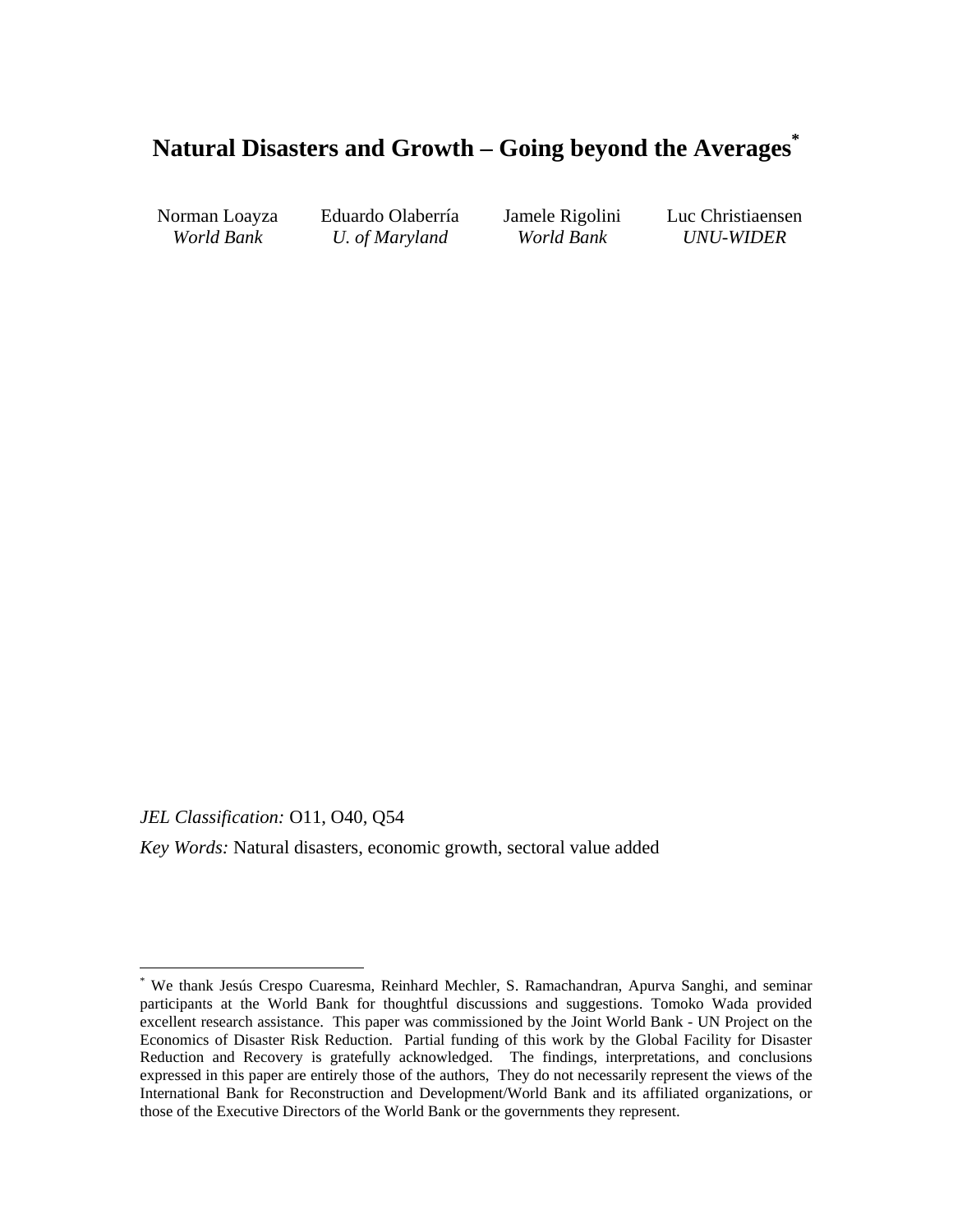# Natural Disasters and Growth – Going beyond the Averages[*]

| Norman Loayza | Eduardo Olaberría | Jamele Rigolini | Luc Christiaensen |
|---|---|---|---|
| *World Bank* | *U. of Maryland* | *World Bank* | *UNU-WIDER* |

*JEL Classification:* O11, O40, Q54

*Key Words:* Natural disasters, economic growth, sectoral value added

---

[*] We thank Jesús Crespo Cuaresma, Reinhard Mechler, S. Ramachandran, Apurva Sanghi, and seminar participants at the World Bank for thoughtful discussions and suggestions. Tomoko Wada provided excellent research assistance. This paper was commissioned by the Joint World Bank - UN Project on the Economics of Disaster Risk Reduction. Partial funding of this work by the Global Facility for Disaster Reduction and Recovery is gratefully acknowledged. The findings, interpretations, and conclusions expressed in this paper are entirely those of the authors, They do not necessarily represent the views of the International Bank for Reconstruction and Development/World Bank and its affiliated organizations, or those of the Executive Directors of the World Bank or the governments they represent.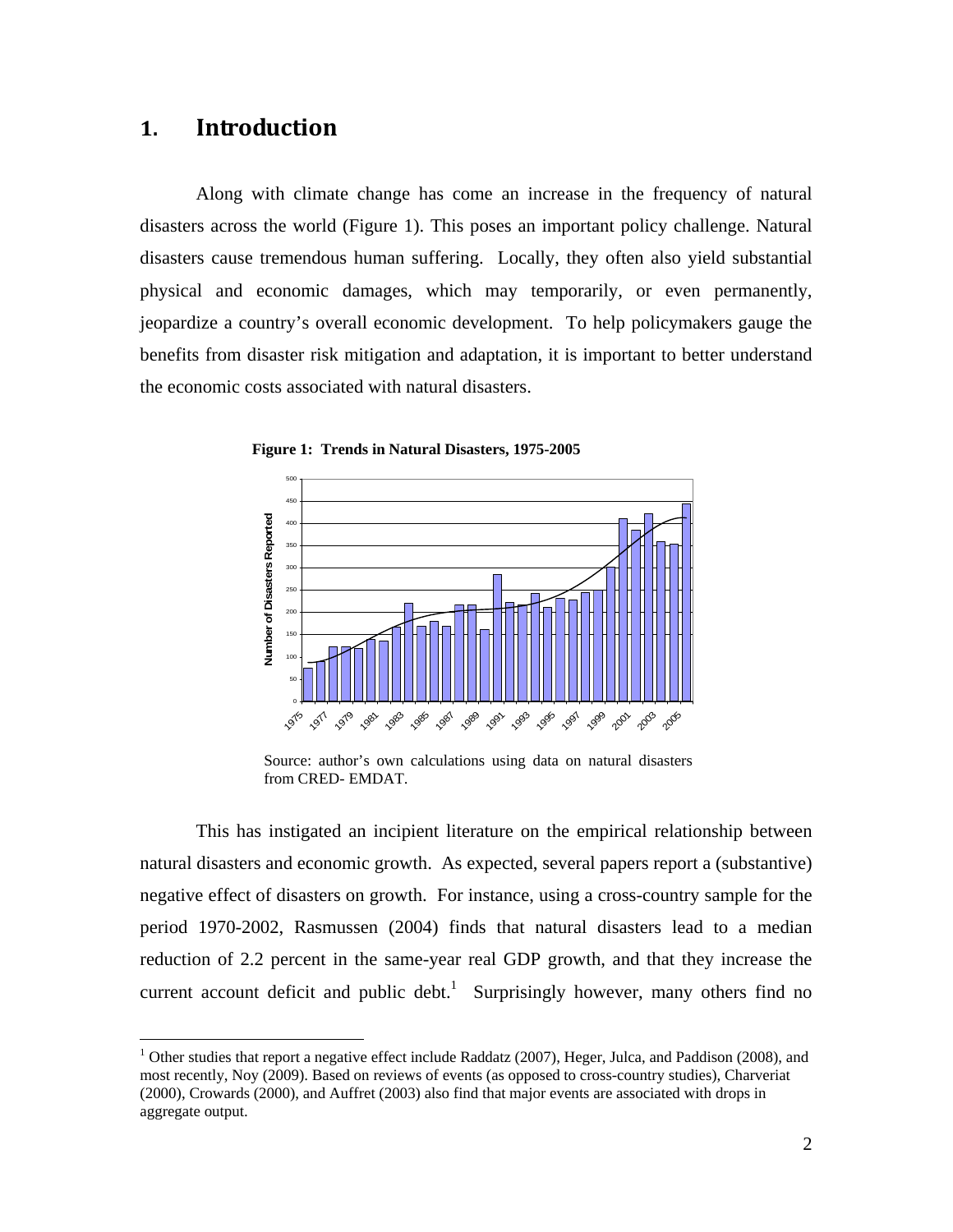# 1. Introduction

Along with climate change has come an increase in the frequency of natural disasters across the world (Figure 1). This poses an important policy challenge. Natural disasters cause tremendous human suffering. Locally, they often also yield substantial physical and economic damages, which may temporarily, or even permanently, jeopardize a country's overall economic development. To help policymakers gauge the benefits from disaster risk mitigation and adaptation, it is important to better understand the economic costs associated with natural disasters.

**Figure 1: Trends in Natural Disasters, 1975-2005**

Source: author's own calculations using data on natural disasters from CRED- EMDAT.

This has instigated an incipient literature on the empirical relationship between natural disasters and economic growth. As expected, several papers report a (substantive) negative effect of disasters on growth. For instance, using a cross-country sample for the period 1970-2002, Rasmussen (2004) finds that natural disasters lead to a median reduction of 2.2 percent in the same-year real GDP growth, and that they increase the current account deficit and public debt.[1] Surprisingly however, many others find no

[1] Other studies that report a negative effect include Raddatz (2007), Heger, Julca, and Paddison (2008), and most recently, Noy (2009). Based on reviews of events (as opposed to cross-country studies), Charveriat (2000), Crowards (2000), and Auffret (2003) also find that major events are associated with drops in aggregate output.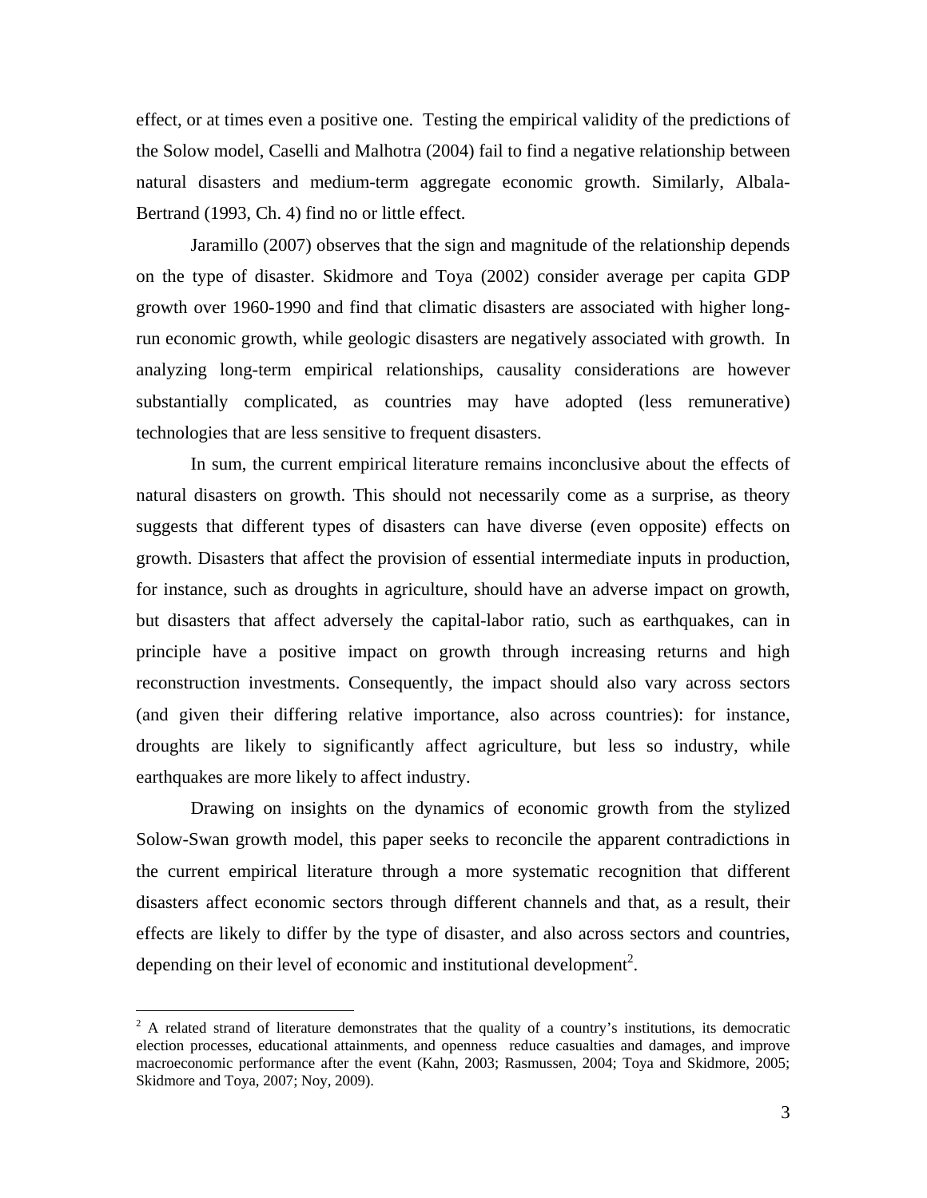effect, or at times even a positive one. Testing the empirical validity of the predictions of the Solow model, Caselli and Malhotra (2004) fail to find a negative relationship between natural disasters and medium-term aggregate economic growth. Similarly, Albala-Bertrand (1993, Ch. 4) find no or little effect.

Jaramillo (2007) observes that the sign and magnitude of the relationship depends on the type of disaster. Skidmore and Toya (2002) consider average per capita GDP growth over 1960-1990 and find that climatic disasters are associated with higher long-run economic growth, while geologic disasters are negatively associated with growth. In analyzing long-term empirical relationships, causality considerations are however substantially complicated, as countries may have adopted (less remunerative) technologies that are less sensitive to frequent disasters.

In sum, the current empirical literature remains inconclusive about the effects of natural disasters on growth. This should not necessarily come as a surprise, as theory suggests that different types of disasters can have diverse (even opposite) effects on growth. Disasters that affect the provision of essential intermediate inputs in production, for instance, such as droughts in agriculture, should have an adverse impact on growth, but disasters that affect adversely the capital-labor ratio, such as earthquakes, can in principle have a positive impact on growth through increasing returns and high reconstruction investments. Consequently, the impact should also vary across sectors (and given their differing relative importance, also across countries): for instance, droughts are likely to significantly affect agriculture, but less so industry, while earthquakes are more likely to affect industry.

Drawing on insights on the dynamics of economic growth from the stylized Solow-Swan growth model, this paper seeks to reconcile the apparent contradictions in the current empirical literature through a more systematic recognition that different disasters affect economic sectors through different channels and that, as a result, their effects are likely to differ by the type of disaster, and also across sectors and countries, depending on their level of economic and institutional development[2].

[2] A related strand of literature demonstrates that the quality of a country's institutions, its democratic election processes, educational attainments, and openness reduce casualties and damages, and improve macroeconomic performance after the event (Kahn, 2003; Rasmussen, 2004; Toya and Skidmore, 2005; Skidmore and Toya, 2007; Noy, 2009).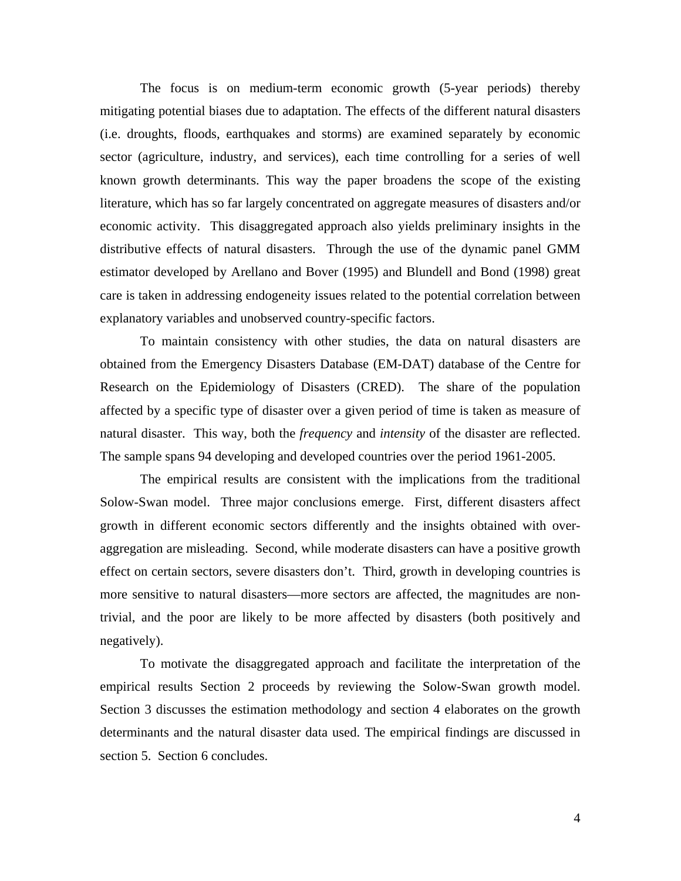The focus is on medium-term economic growth (5-year periods) thereby mitigating potential biases due to adaptation. The effects of the different natural disasters (i.e. droughts, floods, earthquakes and storms) are examined separately by economic sector (agriculture, industry, and services), each time controlling for a series of well known growth determinants. This way the paper broadens the scope of the existing literature, which has so far largely concentrated on aggregate measures of disasters and/or economic activity. This disaggregated approach also yields preliminary insights in the distributive effects of natural disasters. Through the use of the dynamic panel GMM estimator developed by Arellano and Bover (1995) and Blundell and Bond (1998) great care is taken in addressing endogeneity issues related to the potential correlation between explanatory variables and unobserved country-specific factors.

To maintain consistency with other studies, the data on natural disasters are obtained from the Emergency Disasters Database (EM-DAT) database of the Centre for Research on the Epidemiology of Disasters (CRED). The share of the population affected by a specific type of disaster over a given period of time is taken as measure of natural disaster. This way, both the *frequency* and *intensity* of the disaster are reflected. The sample spans 94 developing and developed countries over the period 1961-2005.

The empirical results are consistent with the implications from the traditional Solow-Swan model. Three major conclusions emerge. First, different disasters affect growth in different economic sectors differently and the insights obtained with over-aggregation are misleading. Second, while moderate disasters can have a positive growth effect on certain sectors, severe disasters don't. Third, growth in developing countries is more sensitive to natural disasters—more sectors are affected, the magnitudes are non-trivial, and the poor are likely to be more affected by disasters (both positively and negatively).

To motivate the disaggregated approach and facilitate the interpretation of the empirical results Section 2 proceeds by reviewing the Solow-Swan growth model. Section 3 discusses the estimation methodology and section 4 elaborates on the growth determinants and the natural disaster data used. The empirical findings are discussed in section 5. Section 6 concludes.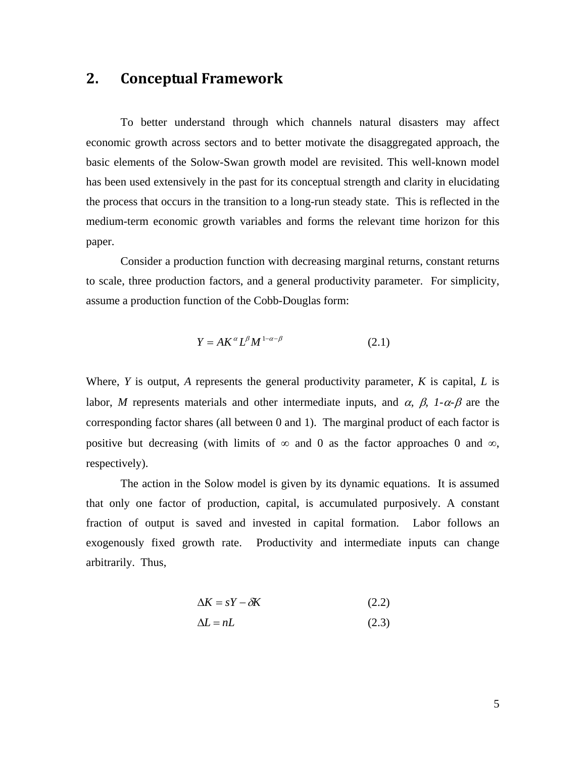## 2. Conceptual Framework

To better understand through which channels natural disasters may affect economic growth across sectors and to better motivate the disaggregated approach, the basic elements of the Solow-Swan growth model are revisited. This well-known model has been used extensively in the past for its conceptual strength and clarity in elucidating the process that occurs in the transition to a long-run steady state. This is reflected in the medium-term economic growth variables and forms the relevant time horizon for this paper.

Consider a production function with decreasing marginal returns, constant returns to scale, three production factors, and a general productivity parameter. For simplicity, assume a production function of the Cobb-Douglas form:

$$Y = AK^{\alpha} L^{\beta} M^{1-\alpha-\beta} \tag{2.1}$$

Where, $Y$ is output, $A$ represents the general productivity parameter, $K$ is capital, $L$ is labor, $M$ represents materials and other intermediate inputs, and $\alpha$, $\beta$, $1-\alpha-\beta$ are the corresponding factor shares (all between 0 and 1). The marginal product of each factor is positive but decreasing (with limits of $\infty$ and 0 as the factor approaches 0 and $\infty$, respectively).

The action in the Solow model is given by its dynamic equations. It is assumed that only one factor of production, capital, is accumulated purposively. A constant fraction of output is saved and invested in capital formation. Labor follows an exogenously fixed growth rate. Productivity and intermediate inputs can change arbitrarily. Thus,

$$\Delta K = sY - \delta K \tag{2.2}$$

$$\Delta L = nL \tag{2.3}$$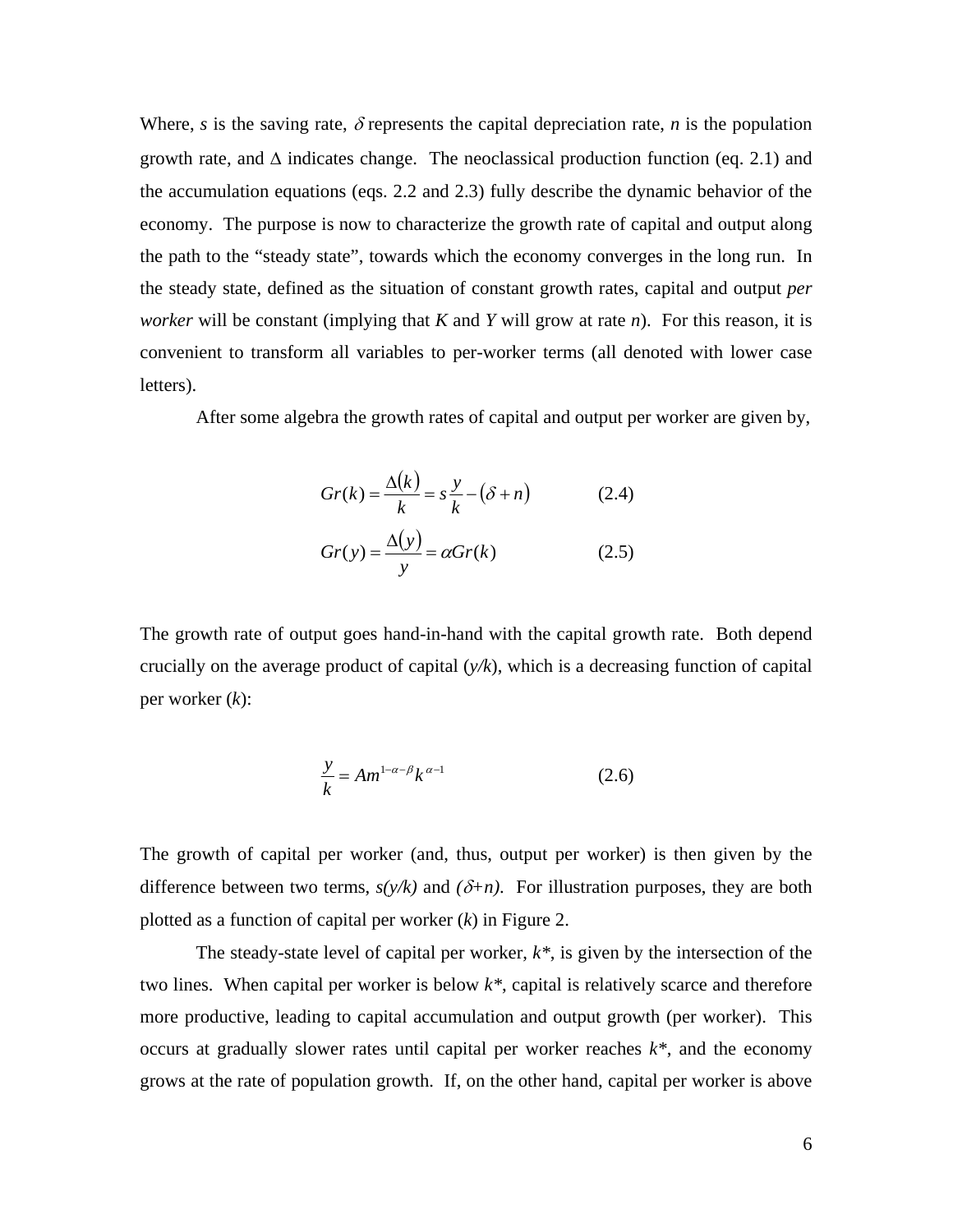Where, $s$ is the saving rate, $\delta$ represents the capital depreciation rate, $n$ is the population growth rate, and $\Delta$ indicates change. The neoclassical production function (eq. 2.1) and the accumulation equations (eqs. 2.2 and 2.3) fully describe the dynamic behavior of the economy. The purpose is now to characterize the growth rate of capital and output along the path to the "steady state", towards which the economy converges in the long run. In the steady state, defined as the situation of constant growth rates, capital and output *per worker* will be constant (implying that $K$ and $Y$ will grow at rate $n$). For this reason, it is convenient to transform all variables to per-worker terms (all denoted with lower case letters).

After some algebra the growth rates of capital and output per worker are given by,

$$Gr(k) = \frac{\Delta(k)}{k} = s\frac{y}{k} - (\delta + n) \qquad (2.4)$$

$$Gr(y) = \frac{\Delta(y)}{y} = \alpha Gr(k) \qquad (2.5)$$

The growth rate of output goes hand-in-hand with the capital growth rate. Both depend crucially on the average product of capital ($y/k$), which is a decreasing function of capital per worker ($k$):

$$\frac{y}{k} = Am^{1-\alpha-\beta}k^{\alpha-1} \qquad (2.6)$$

The growth of capital per worker (and, thus, output per worker) is then given by the difference between two terms, $s(y/k)$ and $(\delta+n)$. For illustration purposes, they are both plotted as a function of capital per worker ($k$) in Figure 2.

The steady-state level of capital per worker, $k^*$, is given by the intersection of the two lines. When capital per worker is below $k^*$, capital is relatively scarce and therefore more productive, leading to capital accumulation and output growth (per worker). This occurs at gradually slower rates until capital per worker reaches $k^*$, and the economy grows at the rate of population growth. If, on the other hand, capital per worker is above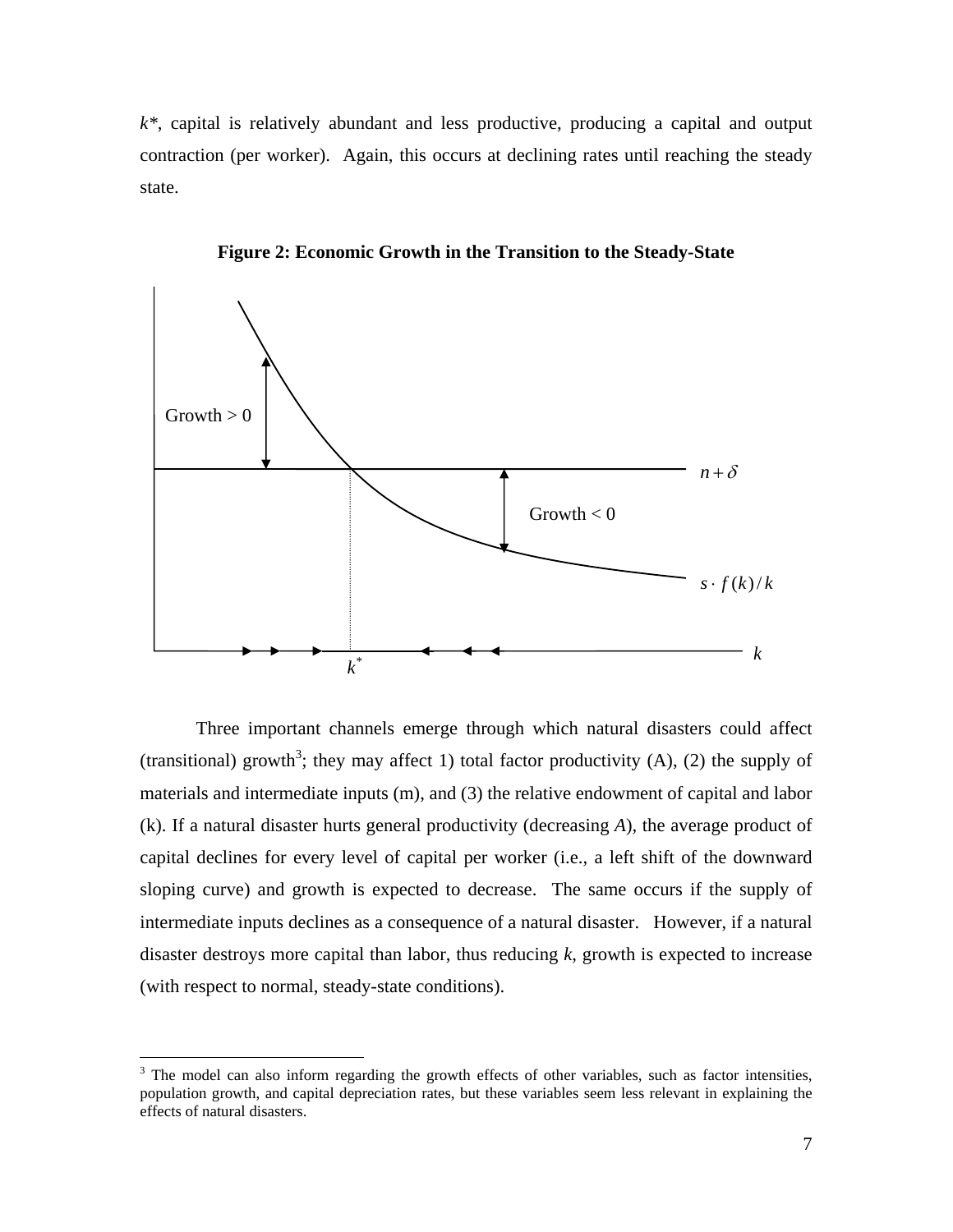$k^*$, capital is relatively abundant and less productive, producing a capital and output contraction (per worker). Again, this occurs at declining rates until reaching the steady state.

**Figure 2: Economic Growth in the Transition to the Steady-State**

Three important channels emerge through which natural disasters could affect (transitional) growth[3]; they may affect 1) total factor productivity (A), (2) the supply of materials and intermediate inputs (m), and (3) the relative endowment of capital and labor (k). If a natural disaster hurts general productivity (decreasing *A*), the average product of capital declines for every level of capital per worker (i.e., a left shift of the downward sloping curve) and growth is expected to decrease. The same occurs if the supply of intermediate inputs declines as a consequence of a natural disaster. However, if a natural disaster destroys more capital than labor, thus reducing *k*, growth is expected to increase (with respect to normal, steady-state conditions).

[3] The model can also inform regarding the growth effects of other variables, such as factor intensities, population growth, and capital depreciation rates, but these variables seem less relevant in explaining the effects of natural disasters.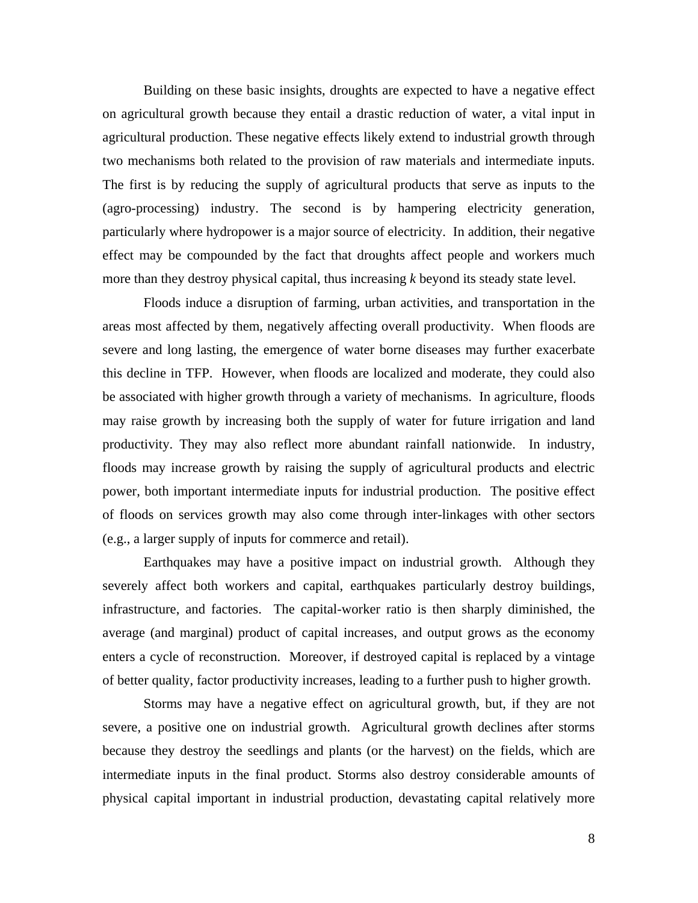Building on these basic insights, droughts are expected to have a negative effect on agricultural growth because they entail a drastic reduction of water, a vital input in agricultural production. These negative effects likely extend to industrial growth through two mechanisms both related to the provision of raw materials and intermediate inputs. The first is by reducing the supply of agricultural products that serve as inputs to the (agro-processing) industry. The second is by hampering electricity generation, particularly where hydropower is a major source of electricity. In addition, their negative effect may be compounded by the fact that droughts affect people and workers much more than they destroy physical capital, thus increasing $k$ beyond its steady state level.

Floods induce a disruption of farming, urban activities, and transportation in the areas most affected by them, negatively affecting overall productivity. When floods are severe and long lasting, the emergence of water borne diseases may further exacerbate this decline in TFP. However, when floods are localized and moderate, they could also be associated with higher growth through a variety of mechanisms. In agriculture, floods may raise growth by increasing both the supply of water for future irrigation and land productivity. They may also reflect more abundant rainfall nationwide. In industry, floods may increase growth by raising the supply of agricultural products and electric power, both important intermediate inputs for industrial production. The positive effect of floods on services growth may also come through inter-linkages with other sectors (e.g., a larger supply of inputs for commerce and retail).

Earthquakes may have a positive impact on industrial growth. Although they severely affect both workers and capital, earthquakes particularly destroy buildings, infrastructure, and factories. The capital-worker ratio is then sharply diminished, the average (and marginal) product of capital increases, and output grows as the economy enters a cycle of reconstruction. Moreover, if destroyed capital is replaced by a vintage of better quality, factor productivity increases, leading to a further push to higher growth.

Storms may have a negative effect on agricultural growth, but, if they are not severe, a positive one on industrial growth. Agricultural growth declines after storms because they destroy the seedlings and plants (or the harvest) on the fields, which are intermediate inputs in the final product. Storms also destroy considerable amounts of physical capital important in industrial production, devastating capital relatively more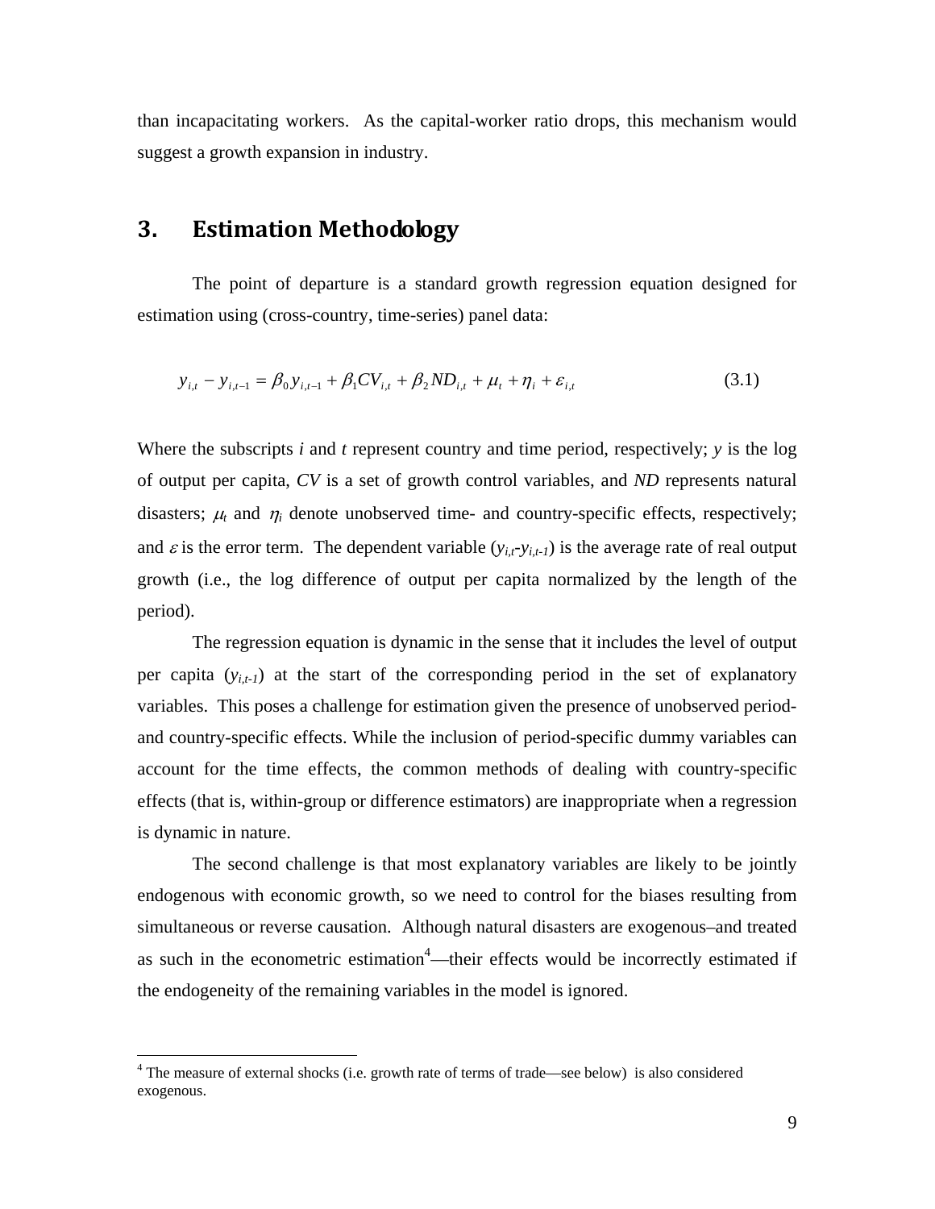than incapacitating workers. As the capital-worker ratio drops, this mechanism would suggest a growth expansion in industry.

## 3. Estimation Methodology

The point of departure is a standard growth regression equation designed for estimation using (cross-country, time-series) panel data:

$$y_{i,t} - y_{i,t-1} = \beta_0 y_{i,t-1} + \beta_1 CV_{i,t} + \beta_2 ND_{i,t} + \mu_t + \eta_i + \varepsilon_{i,t} \quad (3.1)$$

Where the subscripts $i$ and $t$ represent country and time period, respectively; $y$ is the log of output per capita, $CV$ is a set of growth control variables, and $ND$ represents natural disasters; $\mu_t$ and $\eta_i$ denote unobserved time- and country-specific effects, respectively; and $\varepsilon$ is the error term. The dependent variable ($y_{i,t}$-$y_{i,t-1}$) is the average rate of real output growth (i.e., the log difference of output per capita normalized by the length of the period).

The regression equation is dynamic in the sense that it includes the level of output per capita ($y_{i,t-1}$) at the start of the corresponding period in the set of explanatory variables. This poses a challenge for estimation given the presence of unobserved period- and country-specific effects. While the inclusion of period-specific dummy variables can account for the time effects, the common methods of dealing with country-specific effects (that is, within-group or difference estimators) are inappropriate when a regression is dynamic in nature.

The second challenge is that most explanatory variables are likely to be jointly endogenous with economic growth, so we need to control for the biases resulting from simultaneous or reverse causation. Although natural disasters are exogenous–and treated as such in the econometric estimation[4]—their effects would be incorrectly estimated if the endogeneity of the remaining variables in the model is ignored.

[4] The measure of external shocks (i.e. growth rate of terms of trade—see below) is also considered exogenous.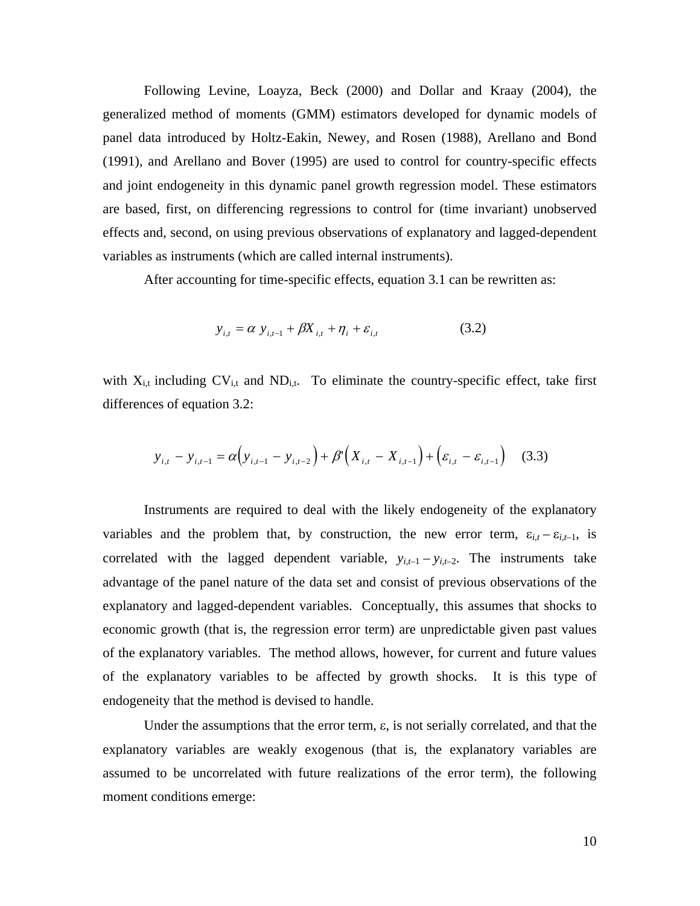Following Levine, Loayza, Beck (2000) and Dollar and Kraay (2004), the generalized method of moments (GMM) estimators developed for dynamic models of panel data introduced by Holtz-Eakin, Newey, and Rosen (1988), Arellano and Bond (1991), and Arellano and Bover (1995) are used to control for country-specific effects and joint endogeneity in this dynamic panel growth regression model. These estimators are based, first, on differencing regressions to control for (time invariant) unobserved effects and, second, on using previous observations of explanatory and lagged-dependent variables as instruments (which are called internal instruments).

After accounting for time-specific effects, equation 3.1 can be rewritten as:

$$y_{i,t} = \alpha \, y_{i,t-1} + \beta X_{i,t} + \eta_i + \varepsilon_{i,t} \qquad (3.2)$$

with $X_{i,t}$ including $CV_{i,t}$ and $ND_{i,t}$. To eliminate the country-specific effect, take first differences of equation 3.2:

$$y_{i,t} - y_{i,t-1} = \alpha\left(y_{i,t-1} - y_{i,t-2}\right) + \beta'\left(X_{i,t} - X_{i,t-1}\right) + \left(\varepsilon_{i,t} - \varepsilon_{i,t-1}\right) \qquad (3.3)$$

Instruments are required to deal with the likely endogeneity of the explanatory variables and the problem that, by construction, the new error term, $\varepsilon_{i,t} - \varepsilon_{i,t-1}$, is correlated with the lagged dependent variable, $y_{i,t-1} - y_{i,t-2}$. The instruments take advantage of the panel nature of the data set and consist of previous observations of the explanatory and lagged-dependent variables. Conceptually, this assumes that shocks to economic growth (that is, the regression error term) are unpredictable given past values of the explanatory variables. The method allows, however, for current and future values of the explanatory variables to be affected by growth shocks. It is this type of endogeneity that the method is devised to handle.

Under the assumptions that the error term, $\varepsilon$, is not serially correlated, and that the explanatory variables are weakly exogenous (that is, the explanatory variables are assumed to be uncorrelated with future realizations of the error term), the following moment conditions emerge: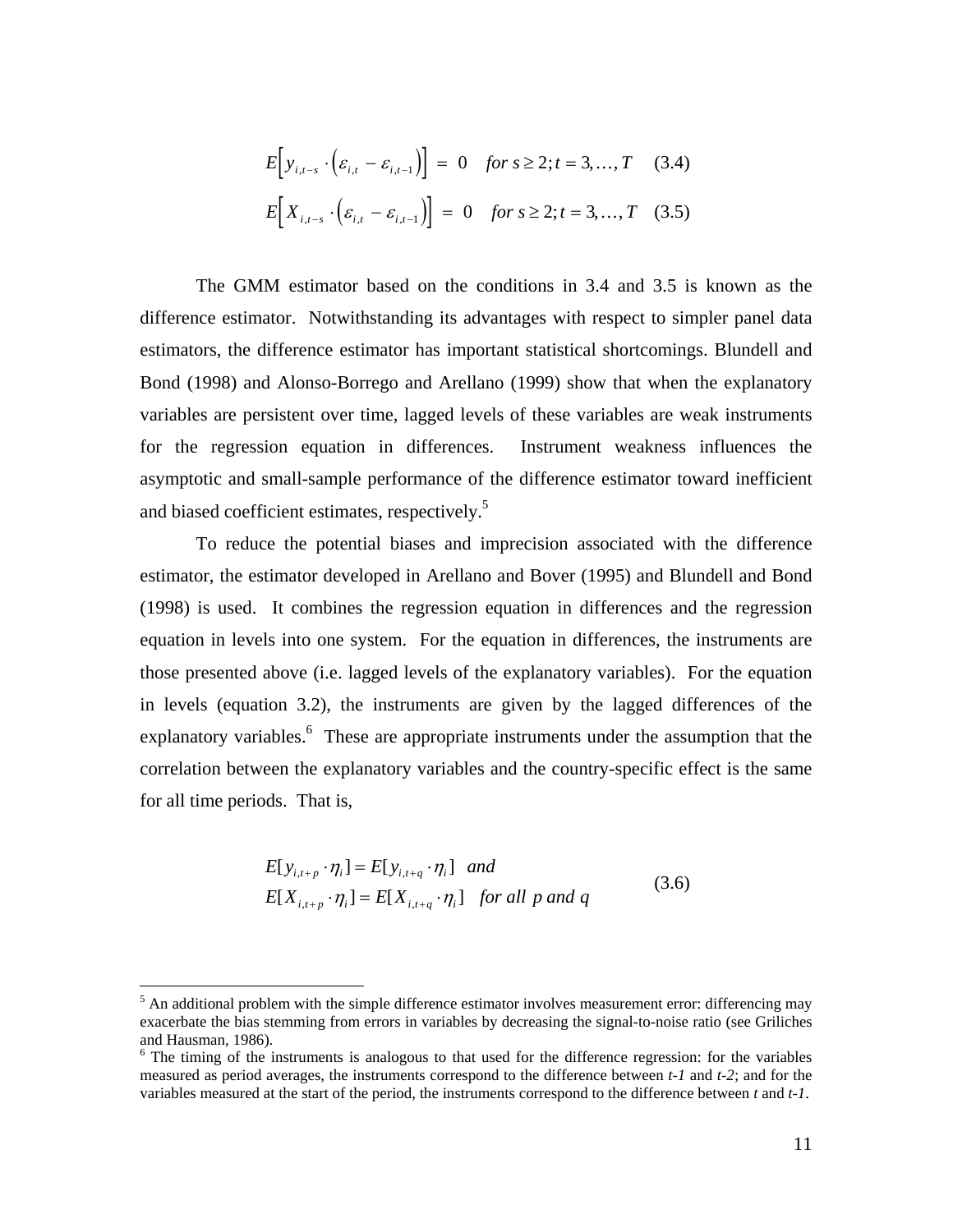$$E\left[y_{i,t-s} \cdot \left(\varepsilon_{i,t} - \varepsilon_{i,t-1}\right)\right] = 0 \quad \text{for } s \geq 2; t = 3, \ldots, T \quad (3.4)$$

$$E\left[X_{i,t-s} \cdot \left(\varepsilon_{i,t} - \varepsilon_{i,t-1}\right)\right] = 0 \quad \text{for } s \geq 2; t = 3, \ldots, T \quad (3.5)$$

The GMM estimator based on the conditions in 3.4 and 3.5 is known as the difference estimator. Notwithstanding its advantages with respect to simpler panel data estimators, the difference estimator has important statistical shortcomings. Blundell and Bond (1998) and Alonso-Borrego and Arellano (1999) show that when the explanatory variables are persistent over time, lagged levels of these variables are weak instruments for the regression equation in differences. Instrument weakness influences the asymptotic and small-sample performance of the difference estimator toward inefficient and biased coefficient estimates, respectively.[5]

To reduce the potential biases and imprecision associated with the difference estimator, the estimator developed in Arellano and Bover (1995) and Blundell and Bond (1998) is used. It combines the regression equation in differences and the regression equation in levels into one system. For the equation in differences, the instruments are those presented above (i.e. lagged levels of the explanatory variables). For the equation in levels (equation 3.2), the instruments are given by the lagged differences of the explanatory variables.[6] These are appropriate instruments under the assumption that the correlation between the explanatory variables and the country-specific effect is the same for all time periods. That is,

$$\begin{aligned} &E[y_{i,t+p} \cdot \eta_i] = E[y_{i,t+q} \cdot \eta_i] \quad \text{and} \\ &E[X_{i,t+p} \cdot \eta_i] = E[X_{i,t+q} \cdot \eta_i] \quad \text{for all } p \text{ and } q \end{aligned} \qquad (3.6)$$

---

[5] An additional problem with the simple difference estimator involves measurement error: differencing may exacerbate the bias stemming from errors in variables by decreasing the signal-to-noise ratio (see Griliches and Hausman, 1986).

[6] The timing of the instruments is analogous to that used for the difference regression: for the variables measured as period averages, the instruments correspond to the difference between *t-1* and *t-2*; and for the variables measured at the start of the period, the instruments correspond to the difference between *t* and *t-1*.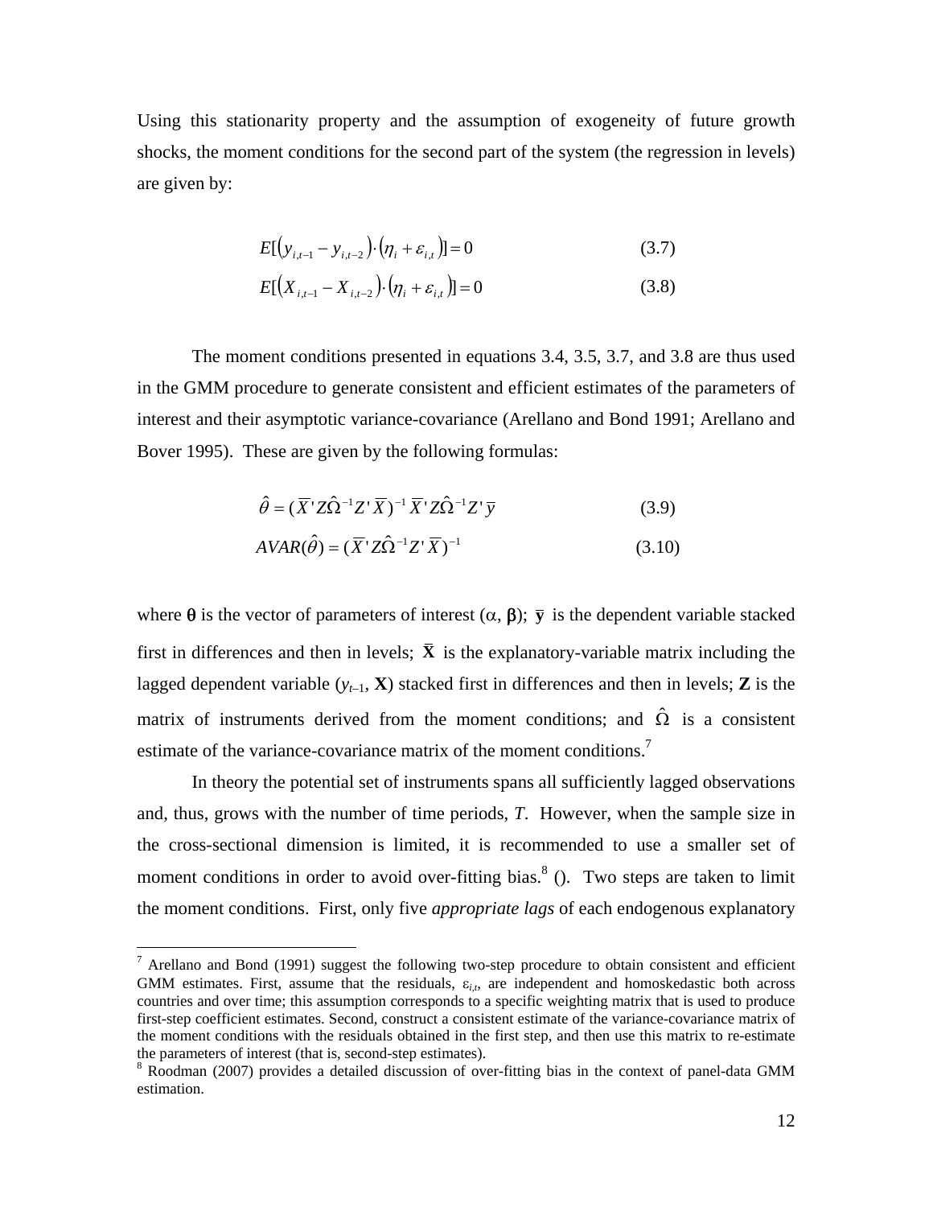Using this stationarity property and the assumption of exogeneity of future growth shocks, the moment conditions for the second part of the system (the regression in levels) are given by:

$$E[(y_{i,t-1} - y_{i,t-2}) \cdot (\eta_i + \varepsilon_{i,t})] = 0 \tag{3.7}$$

$$E[(X_{i,t-1} - X_{i,t-2}) \cdot (\eta_i + \varepsilon_{i,t})] = 0 \tag{3.8}$$

The moment conditions presented in equations 3.4, 3.5, 3.7, and 3.8 are thus used in the GMM procedure to generate consistent and efficient estimates of the parameters of interest and their asymptotic variance-covariance (Arellano and Bond 1991; Arellano and Bover 1995). These are given by the following formulas:

$$\hat{\theta} = (\overline{X}' Z \hat{\Omega}^{-1} Z' \overline{X})^{-1} \overline{X}' Z \hat{\Omega}^{-1} Z' \overline{y} \tag{3.9}$$

$$AVAR(\hat{\theta}) = (\overline{X}' Z \hat{\Omega}^{-1} Z' \overline{X})^{-1} \tag{3.10}$$

where $\boldsymbol{\theta}$ is the vector of parameters of interest ($\alpha$, $\boldsymbol{\beta}$); $\overline{\mathbf{y}}$ is the dependent variable stacked first in differences and then in levels; $\overline{\mathbf{X}}$ is the explanatory-variable matrix including the lagged dependent variable ($y_{t-1}$, $\mathbf{X}$) stacked first in differences and then in levels; $\mathbf{Z}$ is the matrix of instruments derived from the moment conditions; and $\hat{\Omega}$ is a consistent estimate of the variance-covariance matrix of the moment conditions.[7]

In theory the potential set of instruments spans all sufficiently lagged observations and, thus, grows with the number of time periods, $T$. However, when the sample size in the cross-sectional dimension is limited, it is recommended to use a smaller set of moment conditions in order to avoid over-fitting bias.[8] (). Two steps are taken to limit the moment conditions. First, only five *appropriate lags* of each endogenous explanatory

---

[7] Arellano and Bond (1991) suggest the following two-step procedure to obtain consistent and efficient GMM estimates. First, assume that the residuals, $\varepsilon_{i,t}$, are independent and homoskedastic both across countries and over time; this assumption corresponds to a specific weighting matrix that is used to produce first-step coefficient estimates. Second, construct a consistent estimate of the variance-covariance matrix of the moment conditions with the residuals obtained in the first step, and then use this matrix to re-estimate the parameters of interest (that is, second-step estimates).

[8] Roodman (2007) provides a detailed discussion of over-fitting bias in the context of panel-data GMM estimation.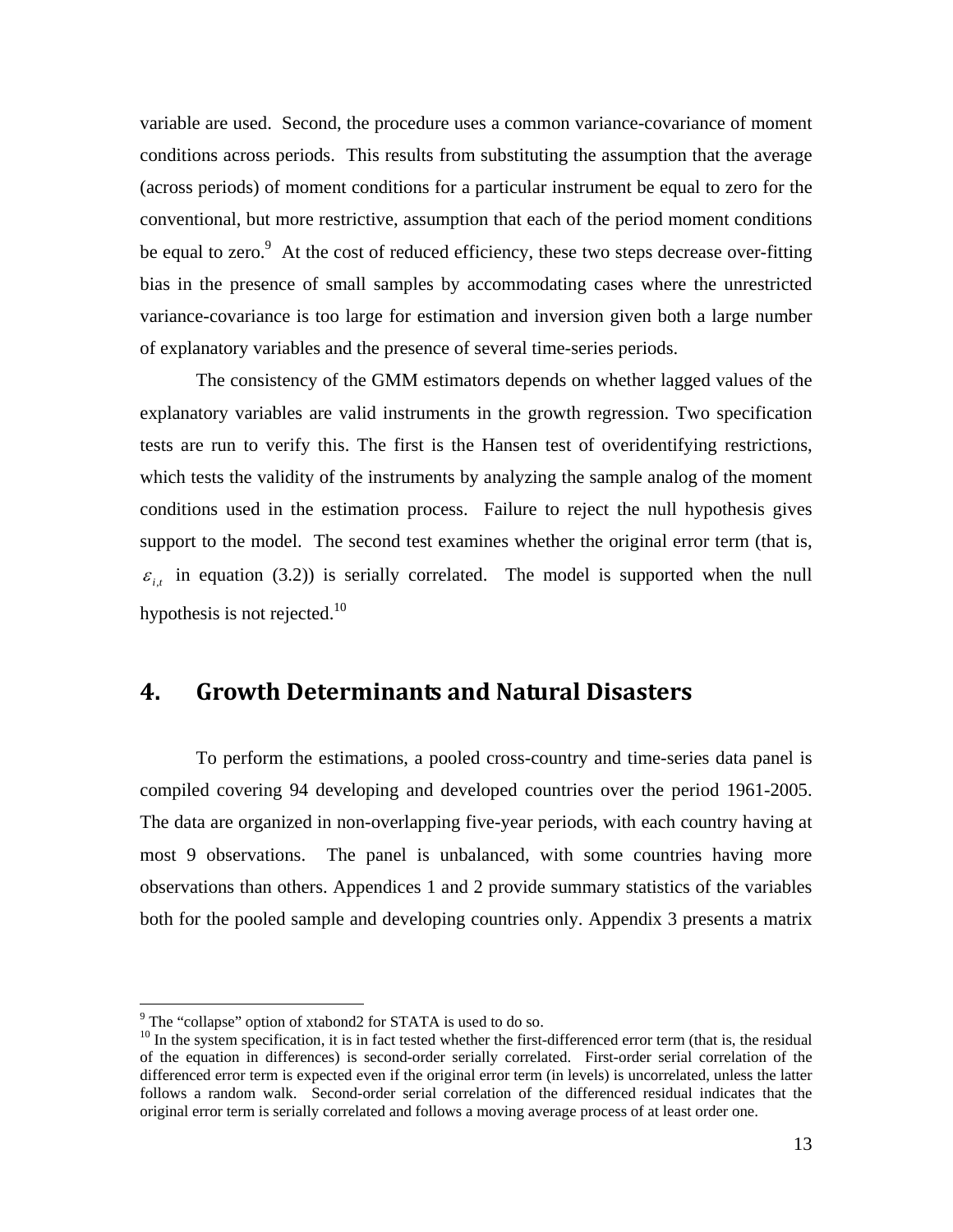variable are used. Second, the procedure uses a common variance-covariance of moment conditions across periods. This results from substituting the assumption that the average (across periods) of moment conditions for a particular instrument be equal to zero for the conventional, but more restrictive, assumption that each of the period moment conditions be equal to zero.[9] At the cost of reduced efficiency, these two steps decrease over-fitting bias in the presence of small samples by accommodating cases where the unrestricted variance-covariance is too large for estimation and inversion given both a large number of explanatory variables and the presence of several time-series periods.

The consistency of the GMM estimators depends on whether lagged values of the explanatory variables are valid instruments in the growth regression. Two specification tests are run to verify this. The first is the Hansen test of overidentifying restrictions, which tests the validity of the instruments by analyzing the sample analog of the moment conditions used in the estimation process. Failure to reject the null hypothesis gives support to the model. The second test examines whether the original error term (that is, $\varepsilon_{i,t}$ in equation (3.2)) is serially correlated. The model is supported when the null hypothesis is not rejected.[10]

## 4. Growth Determinants and Natural Disasters

To perform the estimations, a pooled cross-country and time-series data panel is compiled covering 94 developing and developed countries over the period 1961-2005. The data are organized in non-overlapping five-year periods, with each country having at most 9 observations. The panel is unbalanced, with some countries having more observations than others. Appendices 1 and 2 provide summary statistics of the variables both for the pooled sample and developing countries only. Appendix 3 presents a matrix

---

[9] The "collapse" option of xtabond2 for STATA is used to do so.

[10] In the system specification, it is in fact tested whether the first-differenced error term (that is, the residual of the equation in differences) is second-order serially correlated. First-order serial correlation of the differenced error term is expected even if the original error term (in levels) is uncorrelated, unless the latter follows a random walk. Second-order serial correlation of the differenced residual indicates that the original error term is serially correlated and follows a moving average process of at least order one.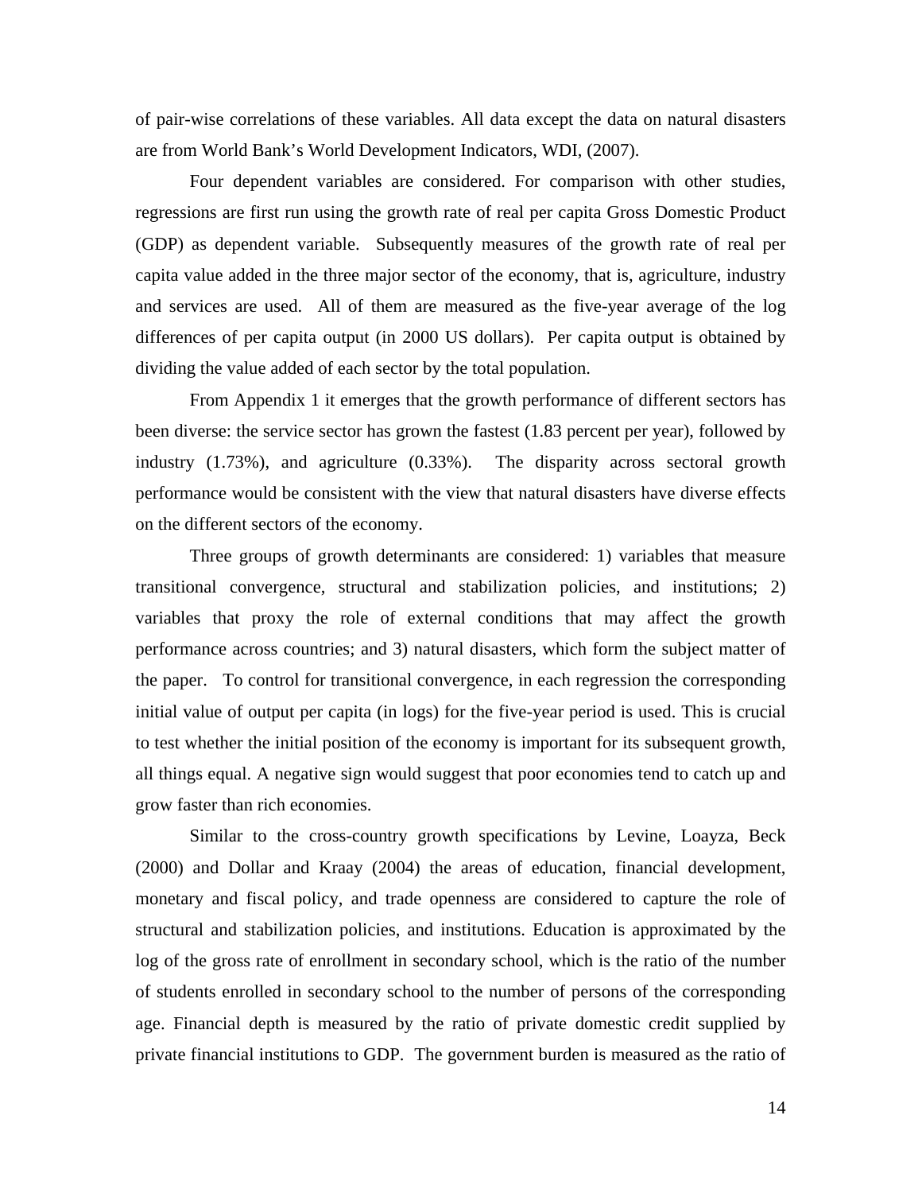of pair-wise correlations of these variables. All data except the data on natural disasters are from World Bank's World Development Indicators, WDI, (2007).

Four dependent variables are considered. For comparison with other studies, regressions are first run using the growth rate of real per capita Gross Domestic Product (GDP) as dependent variable. Subsequently measures of the growth rate of real per capita value added in the three major sector of the economy, that is, agriculture, industry and services are used. All of them are measured as the five-year average of the log differences of per capita output (in 2000 US dollars). Per capita output is obtained by dividing the value added of each sector by the total population.

From Appendix 1 it emerges that the growth performance of different sectors has been diverse: the service sector has grown the fastest (1.83 percent per year), followed by industry (1.73%), and agriculture (0.33%). The disparity across sectoral growth performance would be consistent with the view that natural disasters have diverse effects on the different sectors of the economy.

Three groups of growth determinants are considered: 1) variables that measure transitional convergence, structural and stabilization policies, and institutions; 2) variables that proxy the role of external conditions that may affect the growth performance across countries; and 3) natural disasters, which form the subject matter of the paper. To control for transitional convergence, in each regression the corresponding initial value of output per capita (in logs) for the five-year period is used. This is crucial to test whether the initial position of the economy is important for its subsequent growth, all things equal. A negative sign would suggest that poor economies tend to catch up and grow faster than rich economies.

Similar to the cross-country growth specifications by Levine, Loayza, Beck (2000) and Dollar and Kraay (2004) the areas of education, financial development, monetary and fiscal policy, and trade openness are considered to capture the role of structural and stabilization policies, and institutions. Education is approximated by the log of the gross rate of enrollment in secondary school, which is the ratio of the number of students enrolled in secondary school to the number of persons of the corresponding age. Financial depth is measured by the ratio of private domestic credit supplied by private financial institutions to GDP. The government burden is measured as the ratio of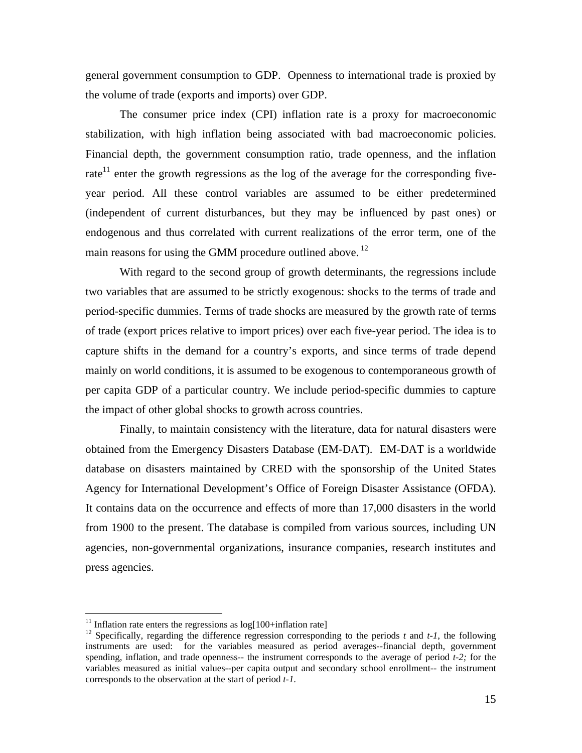general government consumption to GDP. Openness to international trade is proxied by the volume of trade (exports and imports) over GDP.

The consumer price index (CPI) inflation rate is a proxy for macroeconomic stabilization, with high inflation being associated with bad macroeconomic policies. Financial depth, the government consumption ratio, trade openness, and the inflation rate[11] enter the growth regressions as the log of the average for the corresponding five-year period. All these control variables are assumed to be either predetermined (independent of current disturbances, but they may be influenced by past ones) or endogenous and thus correlated with current realizations of the error term, one of the main reasons for using the GMM procedure outlined above.[12]

With regard to the second group of growth determinants, the regressions include two variables that are assumed to be strictly exogenous: shocks to the terms of trade and period-specific dummies. Terms of trade shocks are measured by the growth rate of terms of trade (export prices relative to import prices) over each five-year period. The idea is to capture shifts in the demand for a country's exports, and since terms of trade depend mainly on world conditions, it is assumed to be exogenous to contemporaneous growth of per capita GDP of a particular country. We include period-specific dummies to capture the impact of other global shocks to growth across countries.

Finally, to maintain consistency with the literature, data for natural disasters were obtained from the Emergency Disasters Database (EM-DAT). EM-DAT is a worldwide database on disasters maintained by CRED with the sponsorship of the United States Agency for International Development's Office of Foreign Disaster Assistance (OFDA). It contains data on the occurrence and effects of more than 17,000 disasters in the world from 1900 to the present. The database is compiled from various sources, including UN agencies, non-governmental organizations, insurance companies, research institutes and press agencies.

---

[11] Inflation rate enters the regressions as log[100+inflation rate]

[12] Specifically, regarding the difference regression corresponding to the periods *t* and *t-1*, the following instruments are used: for the variables measured as period averages--financial depth, government spending, inflation, and trade openness-- the instrument corresponds to the average of period *t-2;* for the variables measured as initial values--per capita output and secondary school enrollment-- the instrument corresponds to the observation at the start of period *t-1*.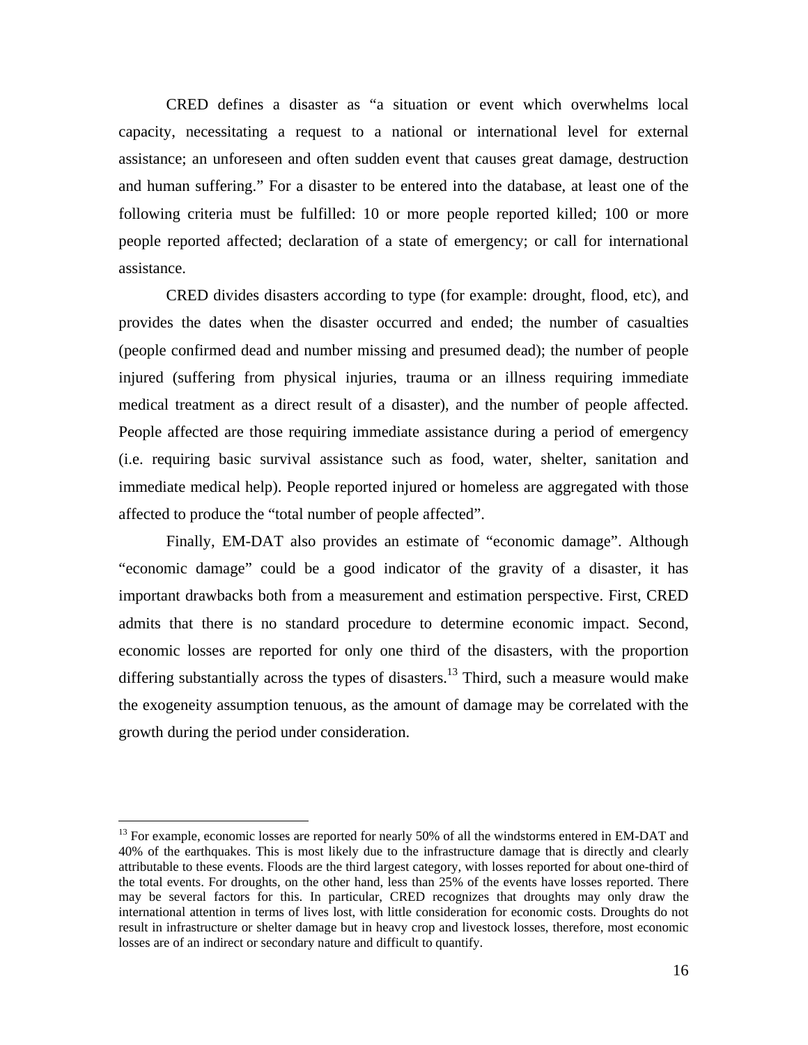CRED defines a disaster as "a situation or event which overwhelms local capacity, necessitating a request to a national or international level for external assistance; an unforeseen and often sudden event that causes great damage, destruction and human suffering." For a disaster to be entered into the database, at least one of the following criteria must be fulfilled: 10 or more people reported killed; 100 or more people reported affected; declaration of a state of emergency; or call for international assistance.

CRED divides disasters according to type (for example: drought, flood, etc), and provides the dates when the disaster occurred and ended; the number of casualties (people confirmed dead and number missing and presumed dead); the number of people injured (suffering from physical injuries, trauma or an illness requiring immediate medical treatment as a direct result of a disaster), and the number of people affected. People affected are those requiring immediate assistance during a period of emergency (i.e. requiring basic survival assistance such as food, water, shelter, sanitation and immediate medical help). People reported injured or homeless are aggregated with those affected to produce the "total number of people affected".

Finally, EM-DAT also provides an estimate of "economic damage". Although "economic damage" could be a good indicator of the gravity of a disaster, it has important drawbacks both from a measurement and estimation perspective. First, CRED admits that there is no standard procedure to determine economic impact. Second, economic losses are reported for only one third of the disasters, with the proportion differing substantially across the types of disasters.[13] Third, such a measure would make the exogeneity assumption tenuous, as the amount of damage may be correlated with the growth during the period under consideration.

---

[13] For example, economic losses are reported for nearly 50% of all the windstorms entered in EM-DAT and 40% of the earthquakes. This is most likely due to the infrastructure damage that is directly and clearly attributable to these events. Floods are the third largest category, with losses reported for about one-third of the total events. For droughts, on the other hand, less than 25% of the events have losses reported. There may be several factors for this. In particular, CRED recognizes that droughts may only draw the international attention in terms of lives lost, with little consideration for economic costs. Droughts do not result in infrastructure or shelter damage but in heavy crop and livestock losses, therefore, most economic losses are of an indirect or secondary nature and difficult to quantify.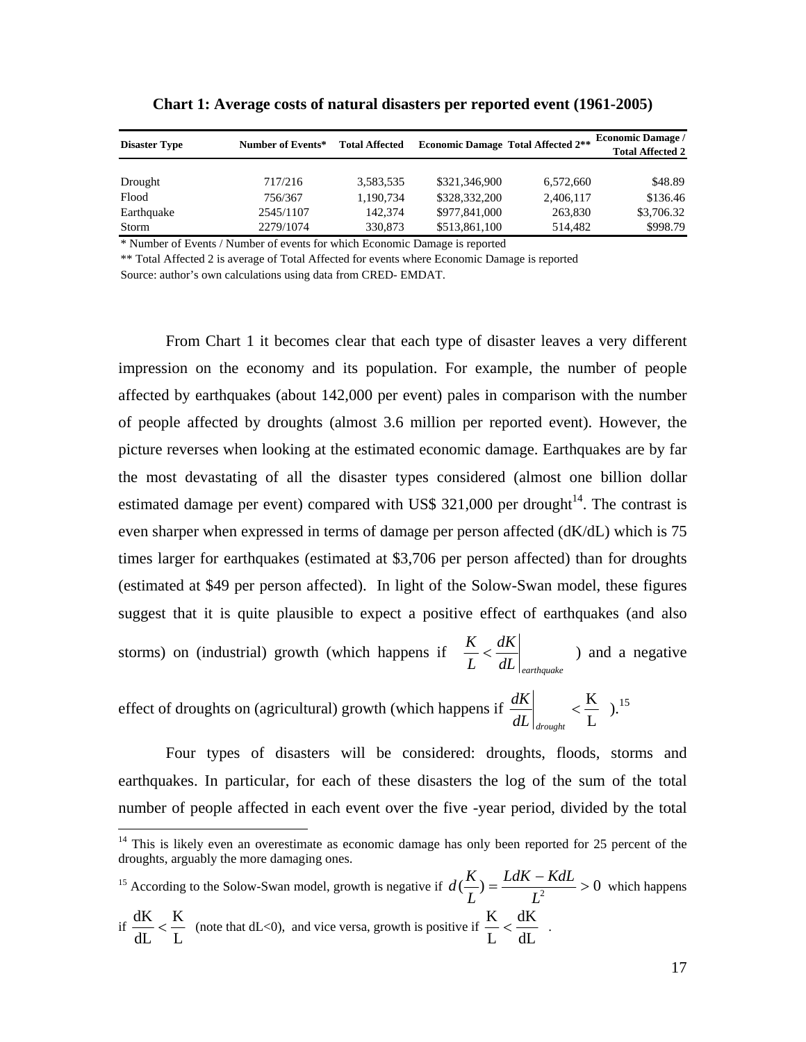**Chart 1: Average costs of natural disasters per reported event (1961-2005)**

| Disaster Type | Number of Events* | Total Affected | Economic Damage | Total Affected 2** | Economic Damage / Total Affected 2 |
|---|---|---|---|---|---|
| Drought | 717/216 | 3,583,535 | $321,346,900 | 6,572,660 | $48.89 |
| Flood | 756/367 | 1,190,734 | $328,332,200 | 2,406,117 | $136.46 |
| Earthquake | 2545/1107 | 142,374 | $977,841,000 | 263,830 | $3,706.32 |
| Storm | 2279/1074 | 330,873 | $513,861,100 | 514,482 | $998.79 |

\* Number of Events / Number of events for which Economic Damage is reported

\*\* Total Affected 2 is average of Total Affected for events where Economic Damage is reported

Source: author's own calculations using data from CRED- EMDAT.

From Chart 1 it becomes clear that each type of disaster leaves a very different impression on the economy and its population. For example, the number of people affected by earthquakes (about 142,000 per event) pales in comparison with the number of people affected by droughts (almost 3.6 million per reported event). However, the picture reverses when looking at the estimated economic damage. Earthquakes are by far the most devastating of all the disaster types considered (almost one billion dollar estimated damage per event) compared with US$ 321,000 per drought[14]. The contrast is even sharper when expressed in terms of damage per person affected (dK/dL) which is 75 times larger for earthquakes (estimated at \$3,706 per person affected) than for droughts (estimated at \$49 per person affected). In light of the Solow-Swan model, these figures suggest that it is quite plausible to expect a positive effect of earthquakes (and also storms) on (industrial) growth (which happens if $\frac{K}{L} < \left.\frac{dK}{dL}\right|_{earthquake}$ ) and a negative effect of droughts on (agricultural) growth (which happens if $\left.\frac{dK}{dL}\right|_{drought} < \frac{K}{L}$ ).[15]

Four types of disasters will be considered: droughts, floods, storms and earthquakes. In particular, for each of these disasters the log of the sum of the total number of people affected in each event over the five -year period, divided by the total

---

[14] This is likely even an overestimate as economic damage has only been reported for 25 percent of the droughts, arguably the more damaging ones.

[15] According to the Solow-Swan model, growth is negative if $d(\frac{K}{L}) = \frac{LdK - KdL}{L^2} > 0$ which happens if $\frac{dK}{dL} < \frac{K}{L}$ (note that dL<0), and vice versa, growth is positive if $\frac{K}{L} < \frac{dK}{dL}$ .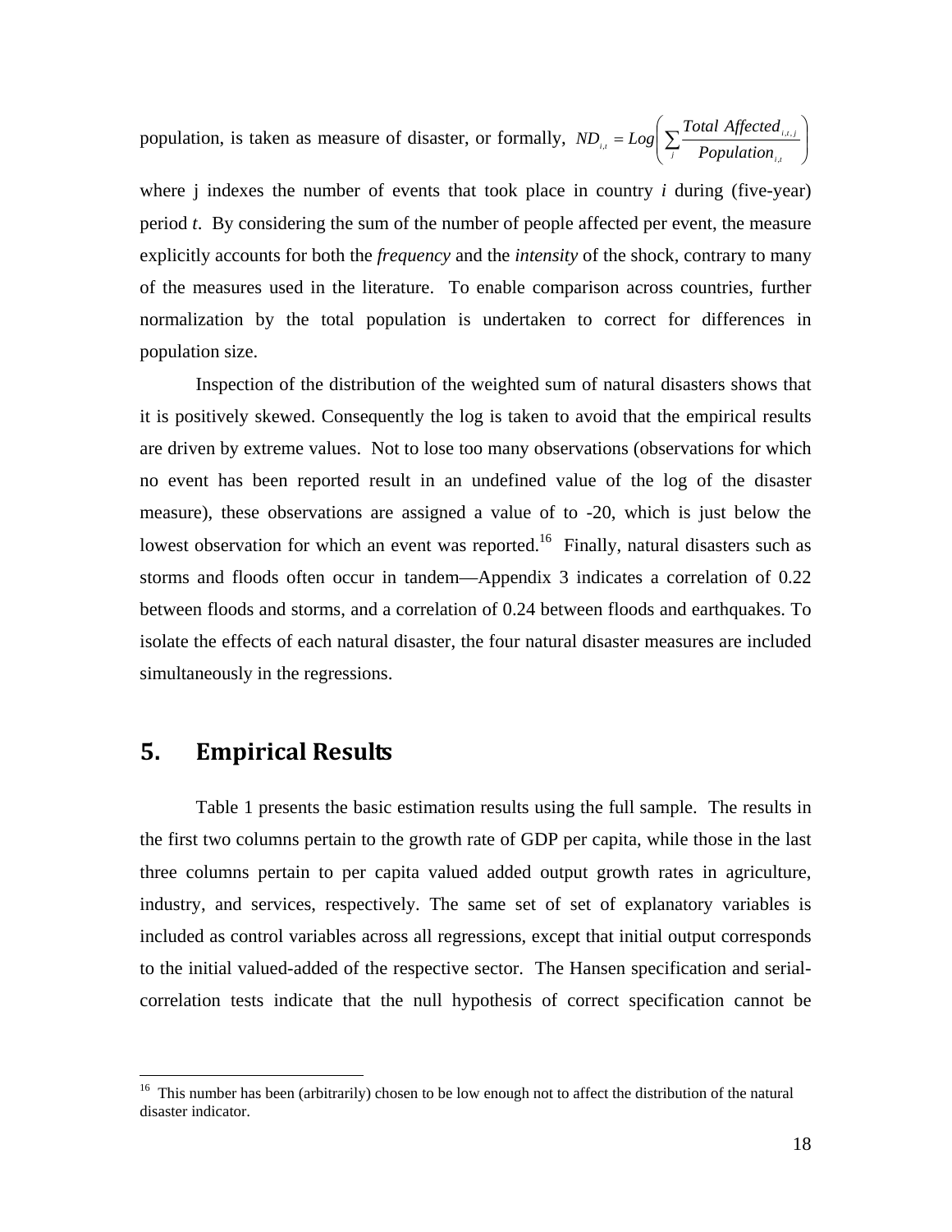population, is taken as measure of disaster, or formally, $ND_{i,t} = Log\left(\sum_{j} \frac{Total\ Affected_{i,t,j}}{Population_{i,t}}\right)$ where j indexes the number of events that took place in country *i* during (five-year) period *t*. By considering the sum of the number of people affected per event, the measure explicitly accounts for both the *frequency* and the *intensity* of the shock, contrary to many of the measures used in the literature. To enable comparison across countries, further normalization by the total population is undertaken to correct for differences in population size.

Inspection of the distribution of the weighted sum of natural disasters shows that it is positively skewed. Consequently the log is taken to avoid that the empirical results are driven by extreme values. Not to lose too many observations (observations for which no event has been reported result in an undefined value of the log of the disaster measure), these observations are assigned a value of to -20, which is just below the lowest observation for which an event was reported.[16] Finally, natural disasters such as storms and floods often occur in tandem—Appendix 3 indicates a correlation of 0.22 between floods and storms, and a correlation of 0.24 between floods and earthquakes. To isolate the effects of each natural disaster, the four natural disaster measures are included simultaneously in the regressions.

## 5. Empirical Results

Table 1 presents the basic estimation results using the full sample. The results in the first two columns pertain to the growth rate of GDP per capita, while those in the last three columns pertain to per capita valued added output growth rates in agriculture, industry, and services, respectively. The same set of set of explanatory variables is included as control variables across all regressions, except that initial output corresponds to the initial valued-added of the respective sector. The Hansen specification and serial-correlation tests indicate that the null hypothesis of correct specification cannot be

[16] This number has been (arbitrarily) chosen to be low enough not to affect the distribution of the natural disaster indicator.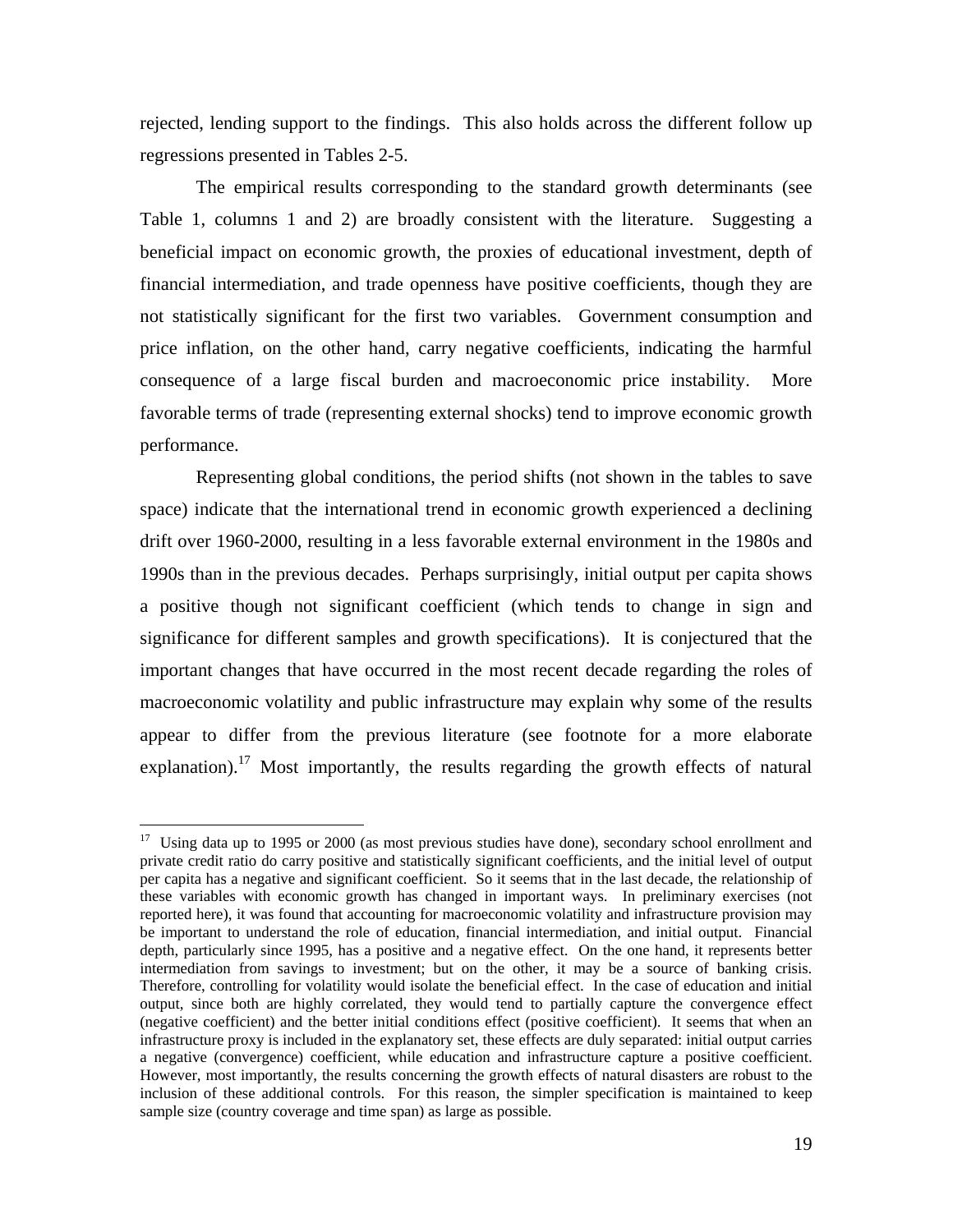rejected, lending support to the findings. This also holds across the different follow up regressions presented in Tables 2-5.

The empirical results corresponding to the standard growth determinants (see Table 1, columns 1 and 2) are broadly consistent with the literature. Suggesting a beneficial impact on economic growth, the proxies of educational investment, depth of financial intermediation, and trade openness have positive coefficients, though they are not statistically significant for the first two variables. Government consumption and price inflation, on the other hand, carry negative coefficients, indicating the harmful consequence of a large fiscal burden and macroeconomic price instability. More favorable terms of trade (representing external shocks) tend to improve economic growth performance.

Representing global conditions, the period shifts (not shown in the tables to save space) indicate that the international trend in economic growth experienced a declining drift over 1960-2000, resulting in a less favorable external environment in the 1980s and 1990s than in the previous decades. Perhaps surprisingly, initial output per capita shows a positive though not significant coefficient (which tends to change in sign and significance for different samples and growth specifications). It is conjectured that the important changes that have occurred in the most recent decade regarding the roles of macroeconomic volatility and public infrastructure may explain why some of the results appear to differ from the previous literature (see footnote for a more elaborate explanation).[17] Most importantly, the results regarding the growth effects of natural

---

[17] Using data up to 1995 or 2000 (as most previous studies have done), secondary school enrollment and private credit ratio do carry positive and statistically significant coefficients, and the initial level of output per capita has a negative and significant coefficient. So it seems that in the last decade, the relationship of these variables with economic growth has changed in important ways. In preliminary exercises (not reported here), it was found that accounting for macroeconomic volatility and infrastructure provision may be important to understand the role of education, financial intermediation, and initial output. Financial depth, particularly since 1995, has a positive and a negative effect. On the one hand, it represents better intermediation from savings to investment; but on the other, it may be a source of banking crisis. Therefore, controlling for volatility would isolate the beneficial effect. In the case of education and initial output, since both are highly correlated, they would tend to partially capture the convergence effect (negative coefficient) and the better initial conditions effect (positive coefficient). It seems that when an infrastructure proxy is included in the explanatory set, these effects are duly separated: initial output carries a negative (convergence) coefficient, while education and infrastructure capture a positive coefficient. However, most importantly, the results concerning the growth effects of natural disasters are robust to the inclusion of these additional controls. For this reason, the simpler specification is maintained to keep sample size (country coverage and time span) as large as possible.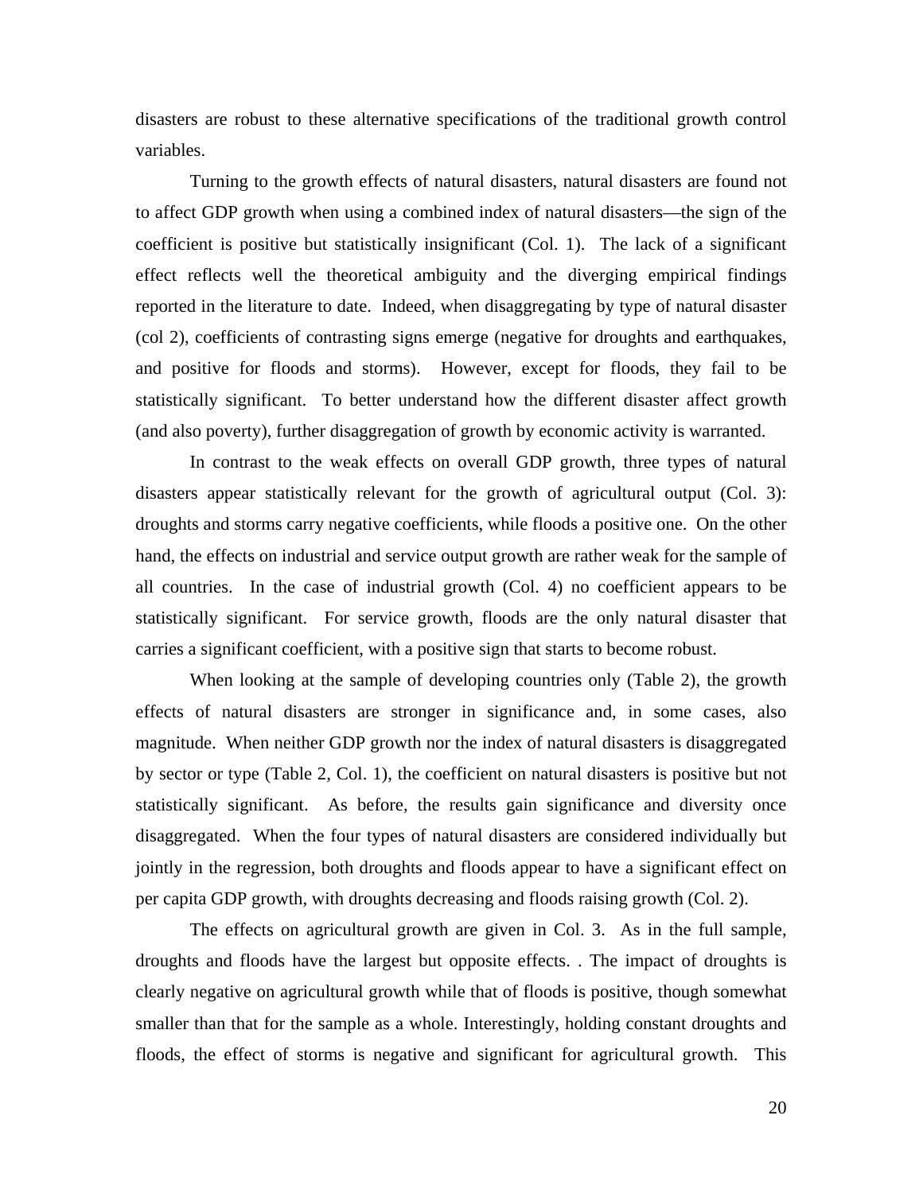disasters are robust to these alternative specifications of the traditional growth control variables.

Turning to the growth effects of natural disasters, natural disasters are found not to affect GDP growth when using a combined index of natural disasters—the sign of the coefficient is positive but statistically insignificant (Col. 1). The lack of a significant effect reflects well the theoretical ambiguity and the diverging empirical findings reported in the literature to date. Indeed, when disaggregating by type of natural disaster (col 2), coefficients of contrasting signs emerge (negative for droughts and earthquakes, and positive for floods and storms). However, except for floods, they fail to be statistically significant. To better understand how the different disaster affect growth (and also poverty), further disaggregation of growth by economic activity is warranted.

In contrast to the weak effects on overall GDP growth, three types of natural disasters appear statistically relevant for the growth of agricultural output (Col. 3): droughts and storms carry negative coefficients, while floods a positive one. On the other hand, the effects on industrial and service output growth are rather weak for the sample of all countries. In the case of industrial growth (Col. 4) no coefficient appears to be statistically significant. For service growth, floods are the only natural disaster that carries a significant coefficient, with a positive sign that starts to become robust.

When looking at the sample of developing countries only (Table 2), the growth effects of natural disasters are stronger in significance and, in some cases, also magnitude. When neither GDP growth nor the index of natural disasters is disaggregated by sector or type (Table 2, Col. 1), the coefficient on natural disasters is positive but not statistically significant. As before, the results gain significance and diversity once disaggregated. When the four types of natural disasters are considered individually but jointly in the regression, both droughts and floods appear to have a significant effect on per capita GDP growth, with droughts decreasing and floods raising growth (Col. 2).

The effects on agricultural growth are given in Col. 3. As in the full sample, droughts and floods have the largest but opposite effects. . The impact of droughts is clearly negative on agricultural growth while that of floods is positive, though somewhat smaller than that for the sample as a whole. Interestingly, holding constant droughts and floods, the effect of storms is negative and significant for agricultural growth. This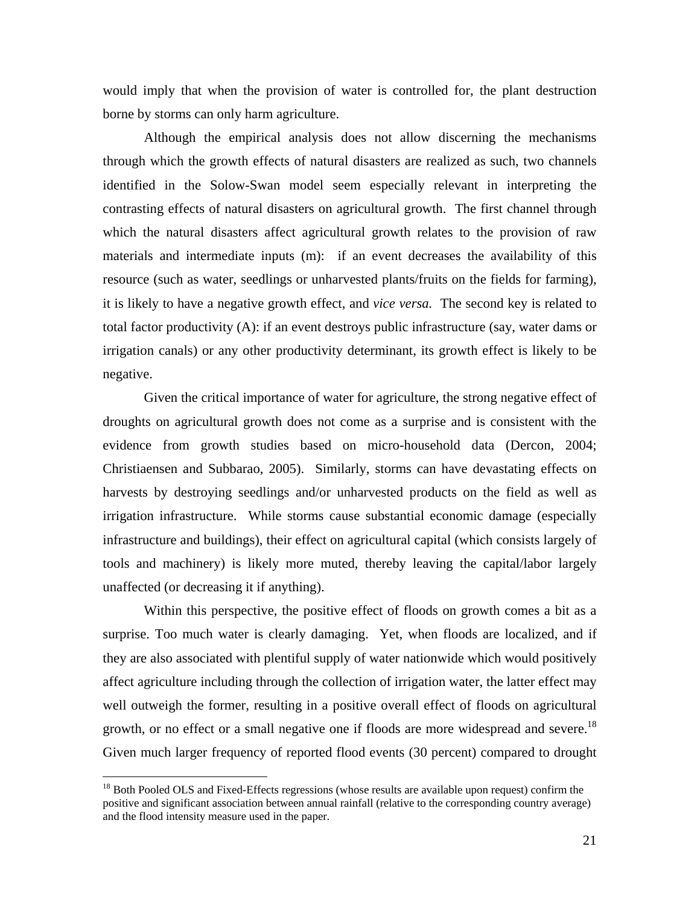would imply that when the provision of water is controlled for, the plant destruction borne by storms can only harm agriculture.

Although the empirical analysis does not allow discerning the mechanisms through which the growth effects of natural disasters are realized as such, two channels identified in the Solow-Swan model seem especially relevant in interpreting the contrasting effects of natural disasters on agricultural growth. The first channel through which the natural disasters affect agricultural growth relates to the provision of raw materials and intermediate inputs (m): if an event decreases the availability of this resource (such as water, seedlings or unharvested plants/fruits on the fields for farming), it is likely to have a negative growth effect, and *vice versa.* The second key is related to total factor productivity (A): if an event destroys public infrastructure (say, water dams or irrigation canals) or any other productivity determinant, its growth effect is likely to be negative.

Given the critical importance of water for agriculture, the strong negative effect of droughts on agricultural growth does not come as a surprise and is consistent with the evidence from growth studies based on micro-household data (Dercon, 2004; Christiaensen and Subbarao, 2005). Similarly, storms can have devastating effects on harvests by destroying seedlings and/or unharvested products on the field as well as irrigation infrastructure. While storms cause substantial economic damage (especially infrastructure and buildings), their effect on agricultural capital (which consists largely of tools and machinery) is likely more muted, thereby leaving the capital/labor largely unaffected (or decreasing it if anything).

Within this perspective, the positive effect of floods on growth comes a bit as a surprise. Too much water is clearly damaging. Yet, when floods are localized, and if they are also associated with plentiful supply of water nationwide which would positively affect agriculture including through the collection of irrigation water, the latter effect may well outweigh the former, resulting in a positive overall effect of floods on agricultural growth, or no effect or a small negative one if floods are more widespread and severe.[18] Given much larger frequency of reported flood events (30 percent) compared to drought

[18] Both Pooled OLS and Fixed-Effects regressions (whose results are available upon request) confirm the positive and significant association between annual rainfall (relative to the corresponding country average) and the flood intensity measure used in the paper.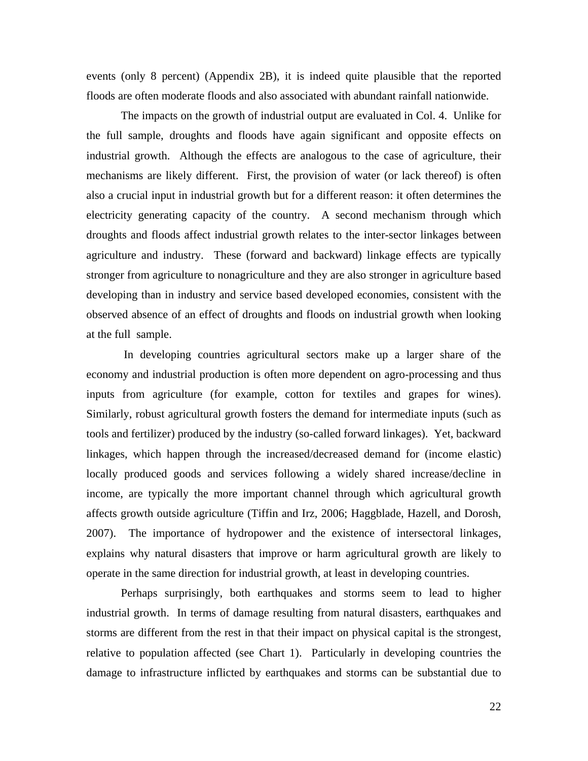events (only 8 percent) (Appendix 2B), it is indeed quite plausible that the reported floods are often moderate floods and also associated with abundant rainfall nationwide.

The impacts on the growth of industrial output are evaluated in Col. 4. Unlike for the full sample, droughts and floods have again significant and opposite effects on industrial growth. Although the effects are analogous to the case of agriculture, their mechanisms are likely different. First, the provision of water (or lack thereof) is often also a crucial input in industrial growth but for a different reason: it often determines the electricity generating capacity of the country. A second mechanism through which droughts and floods affect industrial growth relates to the inter-sector linkages between agriculture and industry. These (forward and backward) linkage effects are typically stronger from agriculture to nonagriculture and they are also stronger in agriculture based developing than in industry and service based developed economies, consistent with the observed absence of an effect of droughts and floods on industrial growth when looking at the full sample.

In developing countries agricultural sectors make up a larger share of the economy and industrial production is often more dependent on agro-processing and thus inputs from agriculture (for example, cotton for textiles and grapes for wines). Similarly, robust agricultural growth fosters the demand for intermediate inputs (such as tools and fertilizer) produced by the industry (so-called forward linkages). Yet, backward linkages, which happen through the increased/decreased demand for (income elastic) locally produced goods and services following a widely shared increase/decline in income, are typically the more important channel through which agricultural growth affects growth outside agriculture (Tiffin and Irz, 2006; Haggblade, Hazell, and Dorosh, 2007). The importance of hydropower and the existence of intersectoral linkages, explains why natural disasters that improve or harm agricultural growth are likely to operate in the same direction for industrial growth, at least in developing countries.

Perhaps surprisingly, both earthquakes and storms seem to lead to higher industrial growth. In terms of damage resulting from natural disasters, earthquakes and storms are different from the rest in that their impact on physical capital is the strongest, relative to population affected (see Chart 1). Particularly in developing countries the damage to infrastructure inflicted by earthquakes and storms can be substantial due to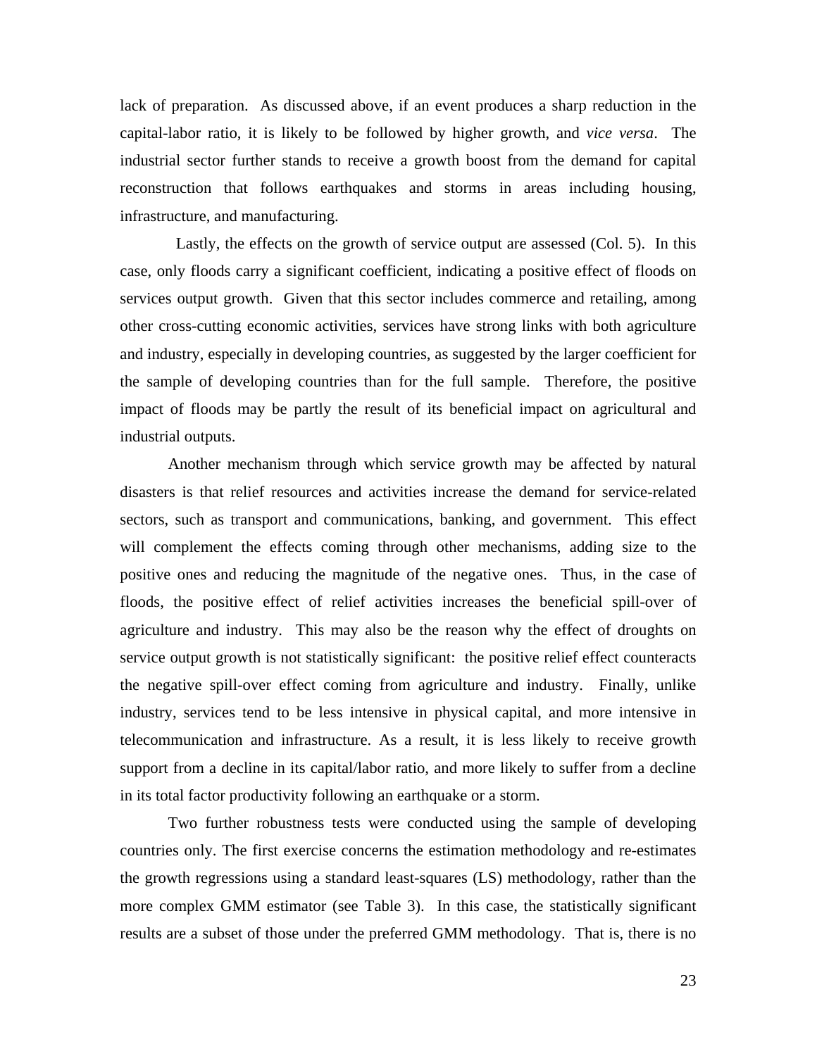lack of preparation. As discussed above, if an event produces a sharp reduction in the capital-labor ratio, it is likely to be followed by higher growth, and *vice versa*. The industrial sector further stands to receive a growth boost from the demand for capital reconstruction that follows earthquakes and storms in areas including housing, infrastructure, and manufacturing.

Lastly, the effects on the growth of service output are assessed (Col. 5). In this case, only floods carry a significant coefficient, indicating a positive effect of floods on services output growth. Given that this sector includes commerce and retailing, among other cross-cutting economic activities, services have strong links with both agriculture and industry, especially in developing countries, as suggested by the larger coefficient for the sample of developing countries than for the full sample. Therefore, the positive impact of floods may be partly the result of its beneficial impact on agricultural and industrial outputs.

Another mechanism through which service growth may be affected by natural disasters is that relief resources and activities increase the demand for service-related sectors, such as transport and communications, banking, and government. This effect will complement the effects coming through other mechanisms, adding size to the positive ones and reducing the magnitude of the negative ones. Thus, in the case of floods, the positive effect of relief activities increases the beneficial spill-over of agriculture and industry. This may also be the reason why the effect of droughts on service output growth is not statistically significant: the positive relief effect counteracts the negative spill-over effect coming from agriculture and industry. Finally, unlike industry, services tend to be less intensive in physical capital, and more intensive in telecommunication and infrastructure. As a result, it is less likely to receive growth support from a decline in its capital/labor ratio, and more likely to suffer from a decline in its total factor productivity following an earthquake or a storm.

Two further robustness tests were conducted using the sample of developing countries only. The first exercise concerns the estimation methodology and re-estimates the growth regressions using a standard least-squares (LS) methodology, rather than the more complex GMM estimator (see Table 3). In this case, the statistically significant results are a subset of those under the preferred GMM methodology. That is, there is no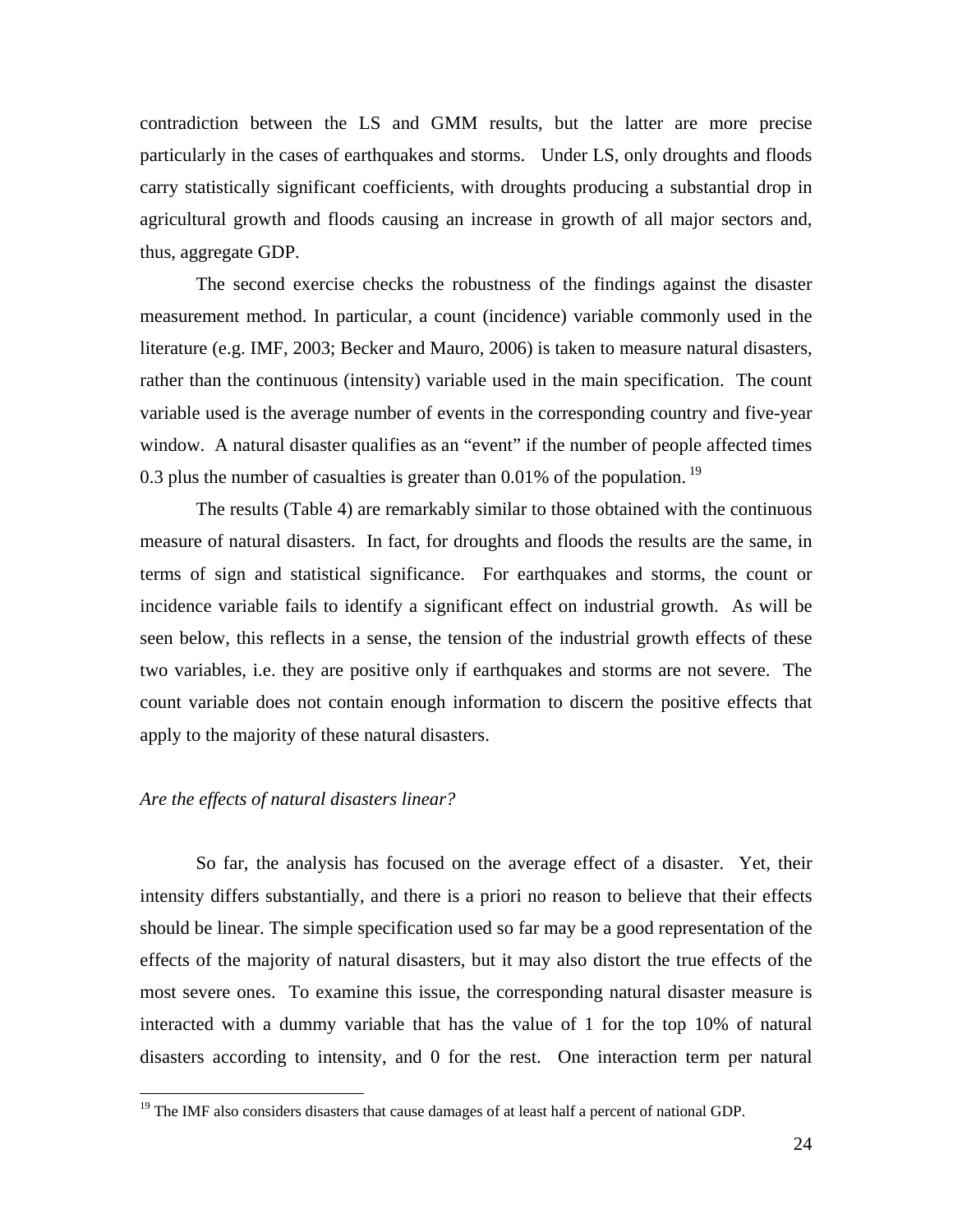contradiction between the LS and GMM results, but the latter are more precise particularly in the cases of earthquakes and storms. Under LS, only droughts and floods carry statistically significant coefficients, with droughts producing a substantial drop in agricultural growth and floods causing an increase in growth of all major sectors and, thus, aggregate GDP.

The second exercise checks the robustness of the findings against the disaster measurement method. In particular, a count (incidence) variable commonly used in the literature (e.g. IMF, 2003; Becker and Mauro, 2006) is taken to measure natural disasters, rather than the continuous (intensity) variable used in the main specification. The count variable used is the average number of events in the corresponding country and five-year window. A natural disaster qualifies as an "event" if the number of people affected times 0.3 plus the number of casualties is greater than 0.01% of the population. [19]

The results (Table 4) are remarkably similar to those obtained with the continuous measure of natural disasters. In fact, for droughts and floods the results are the same, in terms of sign and statistical significance. For earthquakes and storms, the count or incidence variable fails to identify a significant effect on industrial growth. As will be seen below, this reflects in a sense, the tension of the industrial growth effects of these two variables, i.e. they are positive only if earthquakes and storms are not severe. The count variable does not contain enough information to discern the positive effects that apply to the majority of these natural disasters.

*Are the effects of natural disasters linear?*

So far, the analysis has focused on the average effect of a disaster. Yet, their intensity differs substantially, and there is a priori no reason to believe that their effects should be linear. The simple specification used so far may be a good representation of the effects of the majority of natural disasters, but it may also distort the true effects of the most severe ones. To examine this issue, the corresponding natural disaster measure is interacted with a dummy variable that has the value of 1 for the top 10% of natural disasters according to intensity, and 0 for the rest. One interaction term per natural

[19] The IMF also considers disasters that cause damages of at least half a percent of national GDP.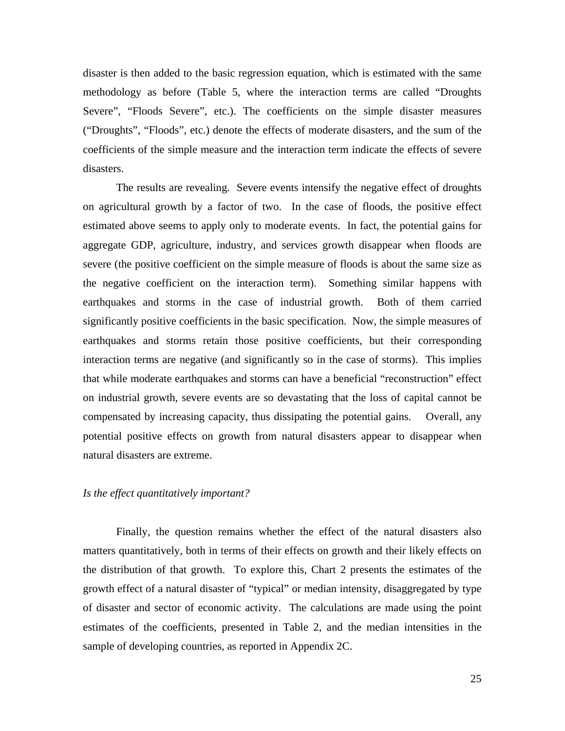disaster is then added to the basic regression equation, which is estimated with the same methodology as before (Table 5, where the interaction terms are called "Droughts Severe", "Floods Severe", etc.). The coefficients on the simple disaster measures ("Droughts", "Floods", etc.) denote the effects of moderate disasters, and the sum of the coefficients of the simple measure and the interaction term indicate the effects of severe disasters.

The results are revealing. Severe events intensify the negative effect of droughts on agricultural growth by a factor of two. In the case of floods, the positive effect estimated above seems to apply only to moderate events. In fact, the potential gains for aggregate GDP, agriculture, industry, and services growth disappear when floods are severe (the positive coefficient on the simple measure of floods is about the same size as the negative coefficient on the interaction term). Something similar happens with earthquakes and storms in the case of industrial growth. Both of them carried significantly positive coefficients in the basic specification. Now, the simple measures of earthquakes and storms retain those positive coefficients, but their corresponding interaction terms are negative (and significantly so in the case of storms). This implies that while moderate earthquakes and storms can have a beneficial "reconstruction" effect on industrial growth, severe events are so devastating that the loss of capital cannot be compensated by increasing capacity, thus dissipating the potential gains. Overall, any potential positive effects on growth from natural disasters appear to disappear when natural disasters are extreme.

*Is the effect quantitatively important?*

Finally, the question remains whether the effect of the natural disasters also matters quantitatively, both in terms of their effects on growth and their likely effects on the distribution of that growth. To explore this, Chart 2 presents the estimates of the growth effect of a natural disaster of "typical" or median intensity, disaggregated by type of disaster and sector of economic activity. The calculations are made using the point estimates of the coefficients, presented in Table 2, and the median intensities in the sample of developing countries, as reported in Appendix 2C.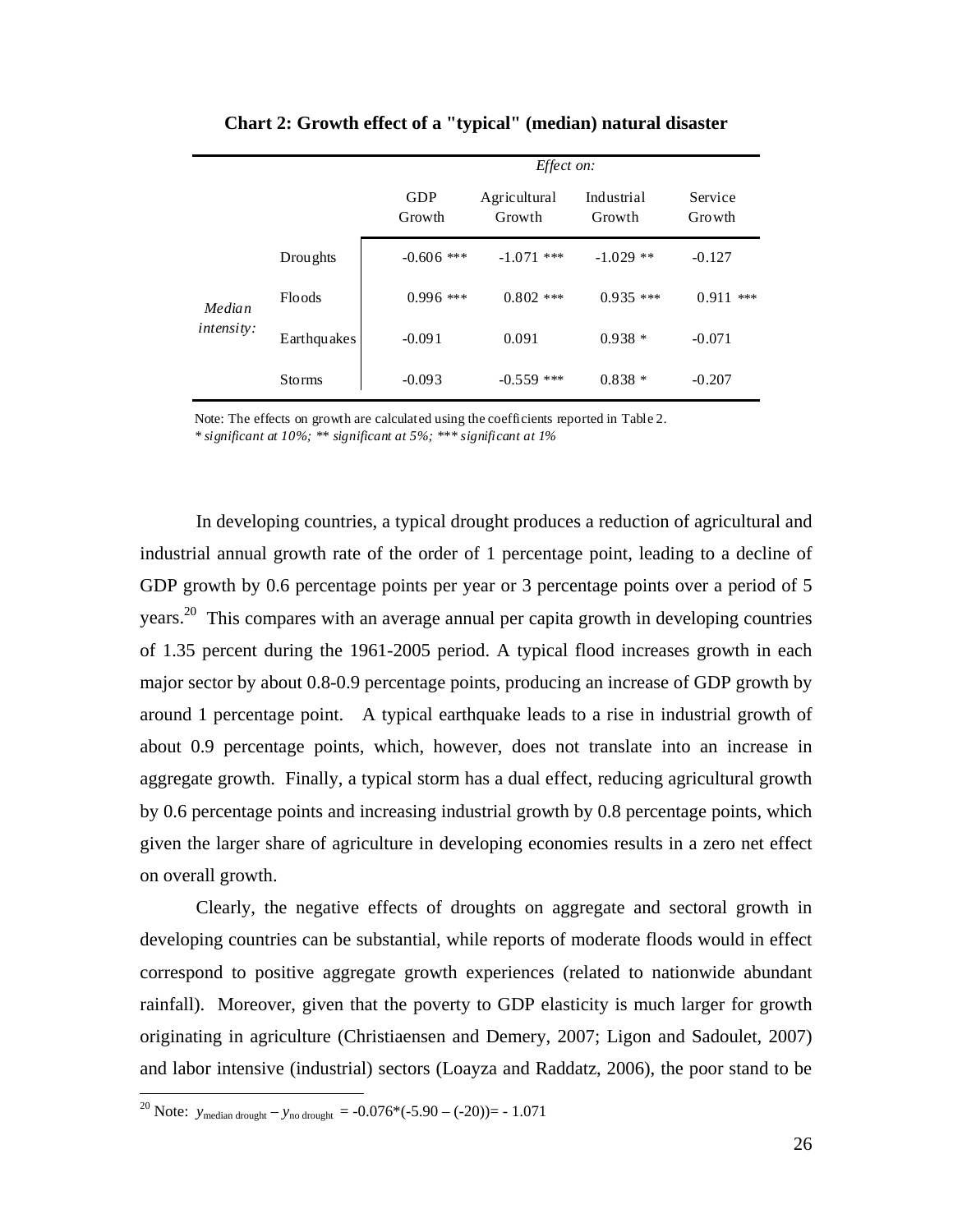**Chart 2: Growth effect of a "typical" (median) natural disaster**

| | | *Effect on:* | | | |
|---|---|---|---|---|---|
| | | GDP Growth | Agricultural Growth | Industrial Growth | Service Growth |
| *Median intensity:* | Droughts | -0.606 *** | -1.071 *** | -1.029 ** | -0.127 |
| | Floods | 0.996 *** | 0.802 *** | 0.935 *** | 0.911 *** |
| | Earthquakes | -0.091 | 0.091 | 0.938 * | -0.071 |
| | Storms | -0.093 | -0.559 *** | 0.838 * | -0.207 |

Note: The effects on growth are calculated using the coefficients reported in Table 2.
*\* significant at 10%; \*\* significant at 5%; \*\*\* significant at 1%*

In developing countries, a typical drought produces a reduction of agricultural and industrial annual growth rate of the order of 1 percentage point, leading to a decline of GDP growth by 0.6 percentage points per year or 3 percentage points over a period of 5 years.[20] This compares with an average annual per capita growth in developing countries of 1.35 percent during the 1961-2005 period. A typical flood increases growth in each major sector by about 0.8-0.9 percentage points, producing an increase of GDP growth by around 1 percentage point. A typical earthquake leads to a rise in industrial growth of about 0.9 percentage points, which, however, does not translate into an increase in aggregate growth. Finally, a typical storm has a dual effect, reducing agricultural growth by 0.6 percentage points and increasing industrial growth by 0.8 percentage points, which given the larger share of agriculture in developing economies results in a zero net effect on overall growth.

Clearly, the negative effects of droughts on aggregate and sectoral growth in developing countries can be substantial, while reports of moderate floods would in effect correspond to positive aggregate growth experiences (related to nationwide abundant rainfall). Moreover, given that the poverty to GDP elasticity is much larger for growth originating in agriculture (Christiaensen and Demery, 2007; Ligon and Sadoulet, 2007) and labor intensive (industrial) sectors (Loayza and Raddatz, 2006), the poor stand to be

[20] Note: $y_{\text{median drought}} - y_{\text{no drought}} = -0.076*(-5.90 - (-20)) = -1.071$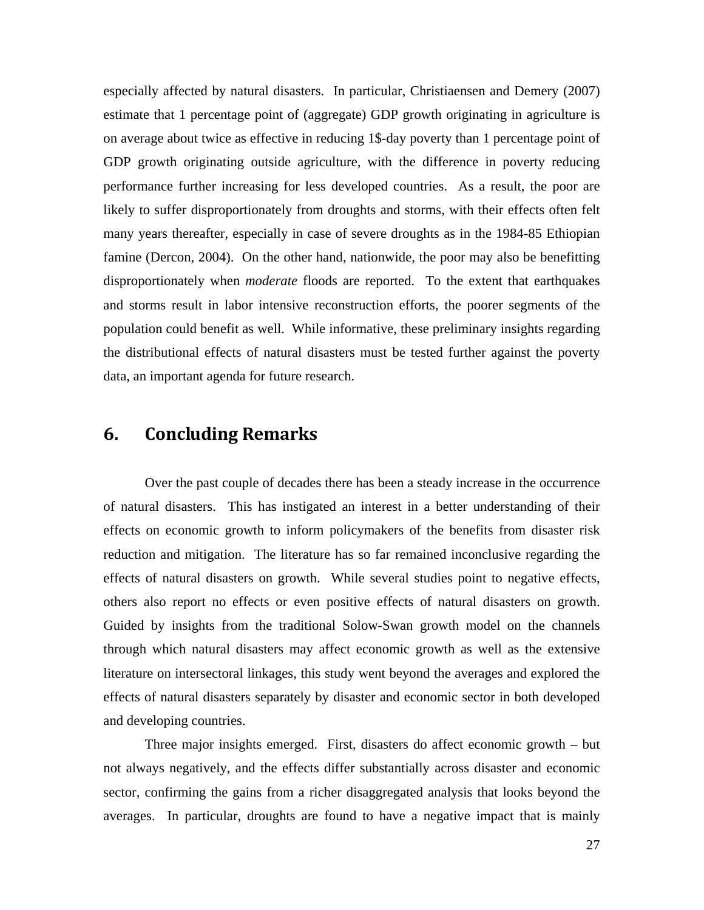especially affected by natural disasters. In particular, Christiaensen and Demery (2007) estimate that 1 percentage point of (aggregate) GDP growth originating in agriculture is on average about twice as effective in reducing 1$-day poverty than 1 percentage point of GDP growth originating outside agriculture, with the difference in poverty reducing performance further increasing for less developed countries. As a result, the poor are likely to suffer disproportionately from droughts and storms, with their effects often felt many years thereafter, especially in case of severe droughts as in the 1984-85 Ethiopian famine (Dercon, 2004). On the other hand, nationwide, the poor may also be benefitting disproportionately when *moderate* floods are reported. To the extent that earthquakes and storms result in labor intensive reconstruction efforts, the poorer segments of the population could benefit as well. While informative, these preliminary insights regarding the distributional effects of natural disasters must be tested further against the poverty data, an important agenda for future research.

## 6. Concluding Remarks

Over the past couple of decades there has been a steady increase in the occurrence of natural disasters. This has instigated an interest in a better understanding of their effects on economic growth to inform policymakers of the benefits from disaster risk reduction and mitigation. The literature has so far remained inconclusive regarding the effects of natural disasters on growth. While several studies point to negative effects, others also report no effects or even positive effects of natural disasters on growth. Guided by insights from the traditional Solow-Swan growth model on the channels through which natural disasters may affect economic growth as well as the extensive literature on intersectoral linkages, this study went beyond the averages and explored the effects of natural disasters separately by disaster and economic sector in both developed and developing countries.

Three major insights emerged. First, disasters do affect economic growth – but not always negatively, and the effects differ substantially across disaster and economic sector, confirming the gains from a richer disaggregated analysis that looks beyond the averages. In particular, droughts are found to have a negative impact that is mainly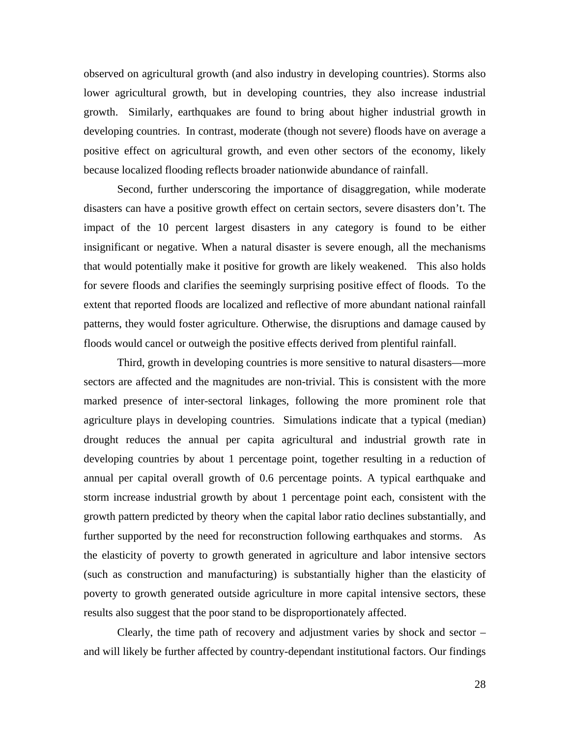observed on agricultural growth (and also industry in developing countries). Storms also lower agricultural growth, but in developing countries, they also increase industrial growth. Similarly, earthquakes are found to bring about higher industrial growth in developing countries. In contrast, moderate (though not severe) floods have on average a positive effect on agricultural growth, and even other sectors of the economy, likely because localized flooding reflects broader nationwide abundance of rainfall.

Second, further underscoring the importance of disaggregation, while moderate disasters can have a positive growth effect on certain sectors, severe disasters don't. The impact of the 10 percent largest disasters in any category is found to be either insignificant or negative. When a natural disaster is severe enough, all the mechanisms that would potentially make it positive for growth are likely weakened. This also holds for severe floods and clarifies the seemingly surprising positive effect of floods. To the extent that reported floods are localized and reflective of more abundant national rainfall patterns, they would foster agriculture. Otherwise, the disruptions and damage caused by floods would cancel or outweigh the positive effects derived from plentiful rainfall.

Third, growth in developing countries is more sensitive to natural disasters—more sectors are affected and the magnitudes are non-trivial. This is consistent with the more marked presence of inter-sectoral linkages, following the more prominent role that agriculture plays in developing countries. Simulations indicate that a typical (median) drought reduces the annual per capita agricultural and industrial growth rate in developing countries by about 1 percentage point, together resulting in a reduction of annual per capital overall growth of 0.6 percentage points. A typical earthquake and storm increase industrial growth by about 1 percentage point each, consistent with the growth pattern predicted by theory when the capital labor ratio declines substantially, and further supported by the need for reconstruction following earthquakes and storms. As the elasticity of poverty to growth generated in agriculture and labor intensive sectors (such as construction and manufacturing) is substantially higher than the elasticity of poverty to growth generated outside agriculture in more capital intensive sectors, these results also suggest that the poor stand to be disproportionately affected.

Clearly, the time path of recovery and adjustment varies by shock and sector – and will likely be further affected by country-dependant institutional factors. Our findings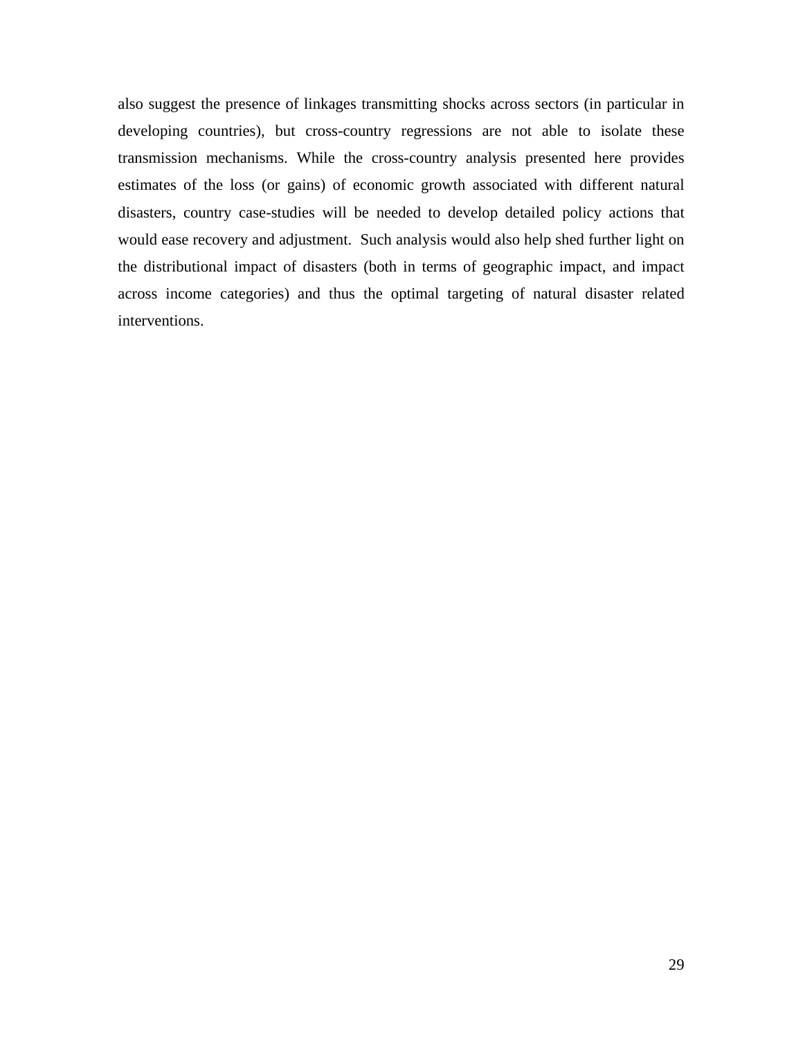also suggest the presence of linkages transmitting shocks across sectors (in particular in developing countries), but cross-country regressions are not able to isolate these transmission mechanisms. While the cross-country analysis presented here provides estimates of the loss (or gains) of economic growth associated with different natural disasters, country case-studies will be needed to develop detailed policy actions that would ease recovery and adjustment. Such analysis would also help shed further light on the distributional impact of disasters (both in terms of geographic impact, and impact across income categories) and thus the optimal targeting of natural disaster related interventions.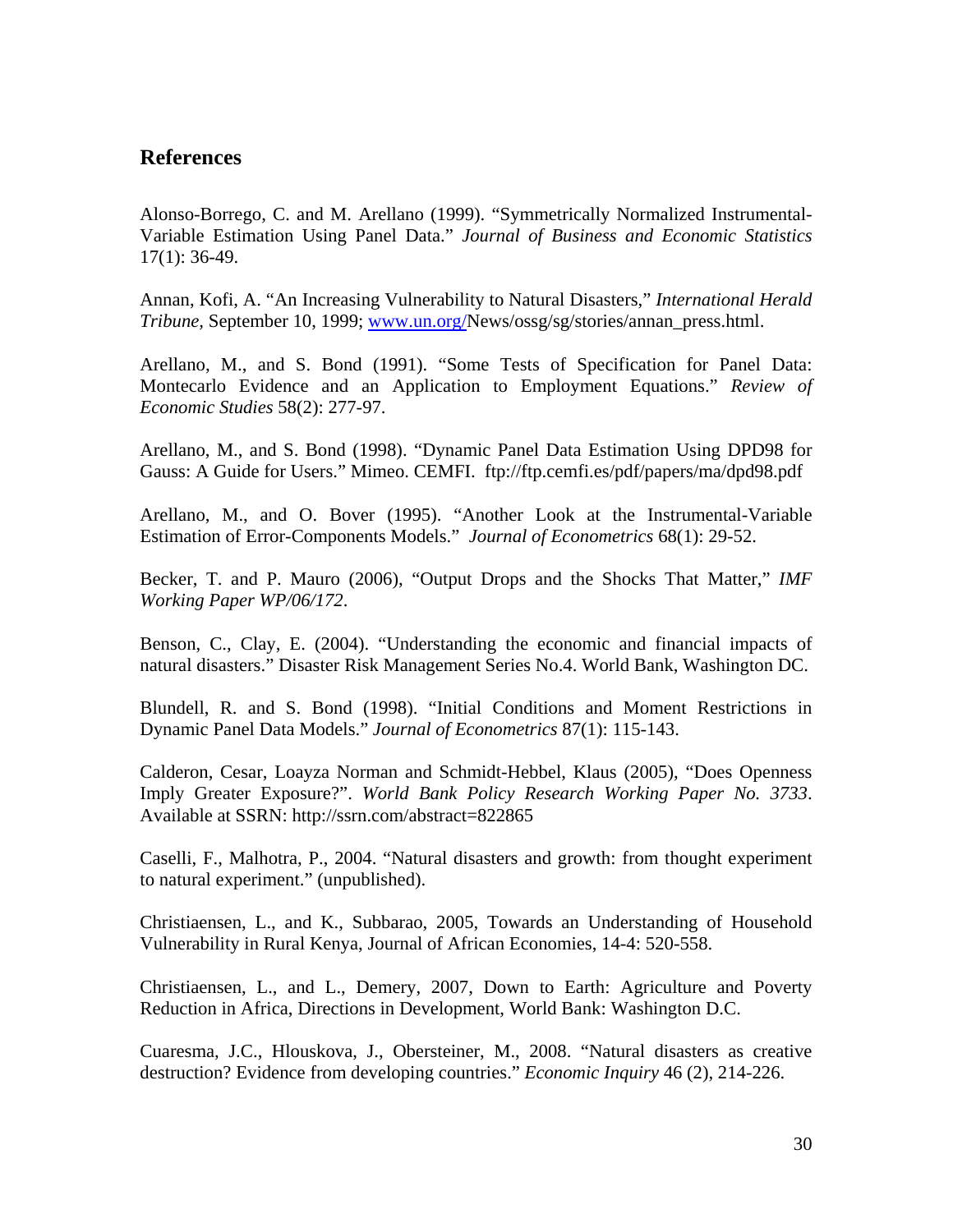## References

Alonso-Borrego, C. and M. Arellano (1999). "Symmetrically Normalized Instrumental-Variable Estimation Using Panel Data." *Journal of Business and Economic Statistics* 17(1): 36-49.

Annan, Kofi, A. "An Increasing Vulnerability to Natural Disasters," *International Herald Tribune,* September 10, 1999; www.un.org/News/ossg/sg/stories/annan_press.html.

Arellano, M., and S. Bond (1991). "Some Tests of Specification for Panel Data: Montecarlo Evidence and an Application to Employment Equations." *Review of Economic Studies* 58(2): 277-97.

Arellano, M., and S. Bond (1998). "Dynamic Panel Data Estimation Using DPD98 for Gauss: A Guide for Users." Mimeo. CEMFI. ftp://ftp.cemfi.es/pdf/papers/ma/dpd98.pdf

Arellano, M., and O. Bover (1995). "Another Look at the Instrumental-Variable Estimation of Error-Components Models." *Journal of Econometrics* 68(1): 29-52.

Becker, T. and P. Mauro (2006), "Output Drops and the Shocks That Matter," *IMF Working Paper WP/06/172*.

Benson, C., Clay, E. (2004). "Understanding the economic and financial impacts of natural disasters." Disaster Risk Management Series No.4. World Bank, Washington DC.

Blundell, R. and S. Bond (1998). "Initial Conditions and Moment Restrictions in Dynamic Panel Data Models." *Journal of Econometrics* 87(1): 115-143.

Calderon, Cesar, Loayza Norman and Schmidt-Hebbel, Klaus (2005), "Does Openness Imply Greater Exposure?". *World Bank Policy Research Working Paper No. 3733*. Available at SSRN: http://ssrn.com/abstract=822865

Caselli, F., Malhotra, P., 2004. "Natural disasters and growth: from thought experiment to natural experiment." (unpublished).

Christiaensen, L., and K., Subbarao, 2005, Towards an Understanding of Household Vulnerability in Rural Kenya, Journal of African Economies, 14-4: 520-558.

Christiaensen, L., and L., Demery, 2007, Down to Earth: Agriculture and Poverty Reduction in Africa, Directions in Development, World Bank: Washington D.C.

Cuaresma, J.C., Hlouskova, J., Obersteiner, M., 2008. "Natural disasters as creative destruction? Evidence from developing countries." *Economic Inquiry* 46 (2), 214-226.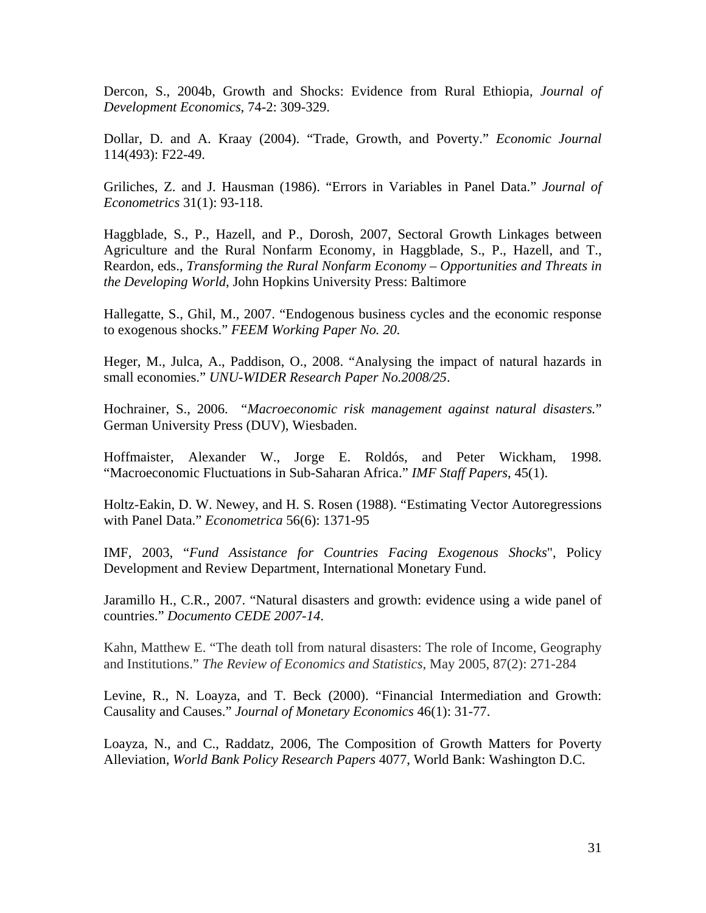Dercon, S., 2004b, Growth and Shocks: Evidence from Rural Ethiopia, *Journal of Development Economics*, 74-2: 309-329.

Dollar, D. and A. Kraay (2004). “Trade, Growth, and Poverty.” *Economic Journal* 114(493): F22-49.

Griliches, Z. and J. Hausman (1986). “Errors in Variables in Panel Data.” *Journal of Econometrics* 31(1): 93-118.

Haggblade, S., P., Hazell, and P., Dorosh, 2007, Sectoral Growth Linkages between Agriculture and the Rural Nonfarm Economy, in Haggblade, S., P., Hazell, and T., Reardon, eds., *Transforming the Rural Nonfarm Economy – Opportunities and Threats in the Developing World*, John Hopkins University Press: Baltimore

Hallegatte, S., Ghil, M., 2007. “Endogenous business cycles and the economic response to exogenous shocks.” *FEEM Working Paper No. 20.*

Heger, M., Julca, A., Paddison, O., 2008. “Analysing the impact of natural hazards in small economies.” *UNU-WIDER Research Paper No.2008/25*.

Hochrainer, S., 2006. “*Macroeconomic risk management against natural disasters.*” German University Press (DUV), Wiesbaden.

Hoffmaister, Alexander W., Jorge E. Roldós, and Peter Wickham, 1998. “Macroeconomic Fluctuations in Sub-Saharan Africa.” *IMF Staff Papers*, 45(1).

Holtz-Eakin, D. W. Newey, and H. S. Rosen (1988). “Estimating Vector Autoregressions with Panel Data.” *Econometrica* 56(6): 1371-95

IMF, 2003, “*Fund Assistance for Countries Facing Exogenous Shocks*", Policy Development and Review Department, International Monetary Fund.

Jaramillo H., C.R., 2007. “Natural disasters and growth: evidence using a wide panel of countries.” *Documento CEDE 2007-14*.

Kahn, Matthew E. “The death toll from natural disasters: The role of Income, Geography and Institutions.” *The Review of Economics and Statistics*, May 2005, 87(2): 271-284

Levine, R., N. Loayza, and T. Beck (2000). “Financial Intermediation and Growth: Causality and Causes.” *Journal of Monetary Economics* 46(1): 31-77.

Loayza, N., and C., Raddatz, 2006, The Composition of Growth Matters for Poverty Alleviation, *World Bank Policy Research Papers* 4077, World Bank: Washington D.C.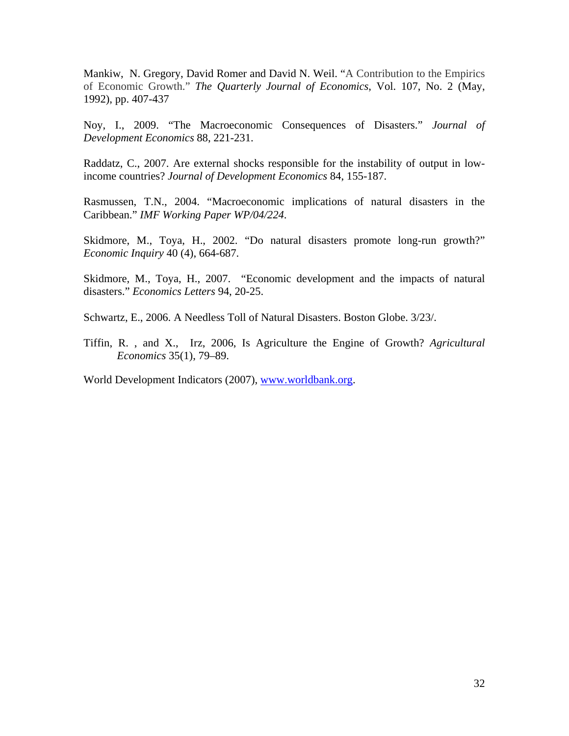Mankiw, N. Gregory, David Romer and David N. Weil. "A Contribution to the Empirics of Economic Growth." *The Quarterly Journal of Economics*, Vol. 107, No. 2 (May, 1992), pp. 407-437

Noy, I., 2009. "The Macroeconomic Consequences of Disasters." *Journal of Development Economics* 88, 221-231.

Raddatz, C., 2007. Are external shocks responsible for the instability of output in low-income countries? *Journal of Development Economics* 84, 155-187.

Rasmussen, T.N., 2004. "Macroeconomic implications of natural disasters in the Caribbean." *IMF Working Paper WP/04/224*.

Skidmore, M., Toya, H., 2002. "Do natural disasters promote long-run growth?" *Economic Inquiry* 40 (4), 664-687.

Skidmore, M., Toya, H., 2007. "Economic development and the impacts of natural disasters." *Economics Letters* 94, 20-25.

Schwartz, E., 2006. A Needless Toll of Natural Disasters. Boston Globe. 3/23/.

Tiffin, R. , and X., Irz, 2006, Is Agriculture the Engine of Growth? *Agricultural Economics* 35(1), 79–89.

World Development Indicators (2007), www.worldbank.org.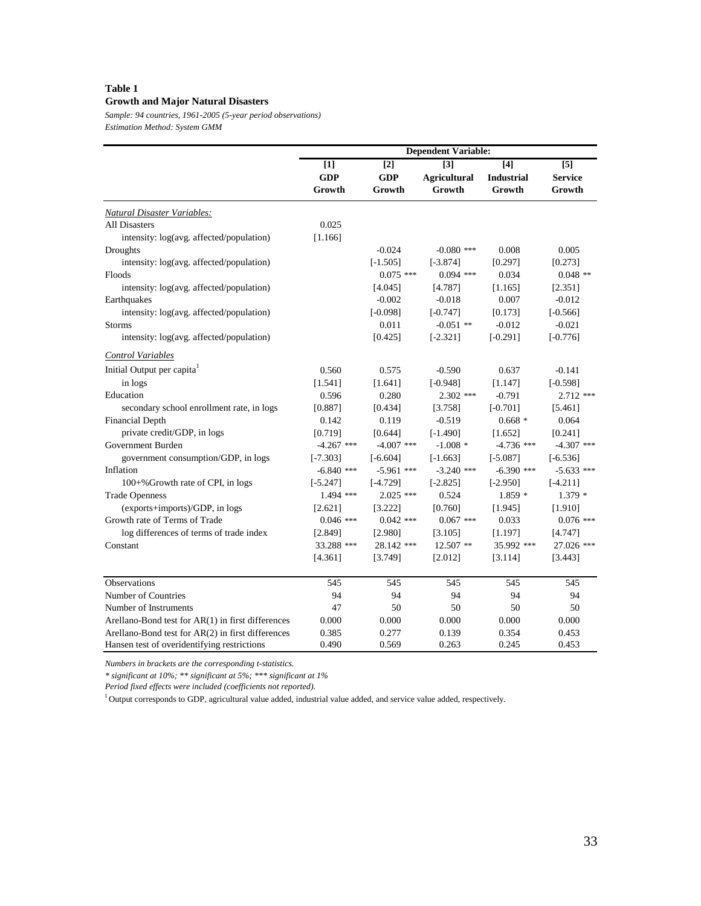**Table 1**

**Growth and Major Natural Disasters**

*Sample: 94 countries, 1961-2005 (5-year period observations)*

*Estimation Method: System GMM*

| | Dependent Variable: | | | | |
|---|---|---|---|---|---|
| | [1] | [2] | [3] | [4] | [5] |
| | **GDP Growth** | **GDP Growth** | **Agricultural Growth** | **Industrial Growth** | **Service Growth** |
| *Natural Disaster Variables:* | | | | | |
| All Disasters | 0.025 | | | | |
| intensity: log(avg. affected/population) | [1.166] | | | | |
| Droughts | | -0.024 | -0.080 *** | 0.008 | 0.005 |
| intensity: log(avg. affected/population) | | [-1.505] | [-3.874] | [0.297] | [0.273] |
| Floods | | 0.075 *** | 0.094 *** | 0.034 | 0.048 ** |
| intensity: log(avg. affected/population) | | [4.045] | [4.787] | [1.165] | [2.351] |
| Earthquakes | | -0.002 | -0.018 | 0.007 | -0.012 |
| intensity: log(avg. affected/population) | | [-0.098] | [-0.747] | [0.173] | [-0.566] |
| Storms | | 0.011 | -0.051 ** | -0.012 | -0.021 |
| intensity: log(avg. affected/population) | | [0.425] | [-2.321] | [-0.291] | [-0.776] |
| *Control Variables* | | | | | |
| Initial Output per capita[1] | 0.560 | 0.575 | -0.590 | 0.637 | -0.141 |
| in logs | [1.541] | [1.641] | [-0.948] | [1.147] | [-0.598] |
| Education | 0.596 | 0.280 | 2.302 *** | -0.791 | 2.712 *** |
| secondary school enrollment rate, in logs | [0.887] | [0.434] | [3.758] | [-0.701] | [5.461] |
| Financial Depth | 0.142 | 0.119 | -0.519 | 0.668 * | 0.064 |
| private credit/GDP, in logs | [0.719] | [0.644] | [-1.490] | [1.652] | [0.241] |
| Government Burden | -4.267 *** | -4.007 *** | -1.008 * | -4.736 *** | -4.307 *** |
| government consumption/GDP, in logs | [-7.303] | [-6.604] | [-1.663] | [-5.087] | [-6.536] |
| Inflation | -6.840 *** | -5.961 *** | -3.240 *** | -6.390 *** | -5.633 *** |
| 100+%Growth rate of CPI, in logs | [-5.247] | [-4.729] | [-2.825] | [-2.950] | [-4.211] |
| Trade Openness | 1.494 *** | 2.025 *** | 0.524 | 1.859 * | 1.379 * |
| (exports+imports)/GDP, in logs | [2.621] | [3.222] | [0.760] | [1.945] | [1.910] |
| Growth rate of Terms of Trade | 0.046 *** | 0.042 *** | 0.067 *** | 0.033 | 0.076 *** |
| log differences of terms of trade index | [2.849] | [2.980] | [3.105] | [1.197] | [4.747] |
| Constant | 33.288 *** | 28.142 *** | 12.507 ** | 35.992 *** | 27.026 *** |
| | [4.361] | [3.749] | [2.012] | [3.114] | [3.443] |
| Observations | 545 | 545 | 545 | 545 | 545 |
| Number of Countries | 94 | 94 | 94 | 94 | 94 |
| Number of Instruments | 47 | 50 | 50 | 50 | 50 |
| Arellano-Bond test for AR(1) in first differences | 0.000 | 0.000 | 0.000 | 0.000 | 0.000 |
| Arellano-Bond test for AR(2) in first differences | 0.385 | 0.277 | 0.139 | 0.354 | 0.453 |
| Hansen test of overidentifying restrictions | 0.490 | 0.569 | 0.263 | 0.245 | 0.453 |

*Numbers in brackets are the corresponding t-statistics.*

*\* significant at 10%; ** significant at 5%; *** significant at 1%*

*Period fixed effects were included (coefficients not reported).*

[1] Output corresponds to GDP, agricultural value added, industrial value added, and service value added, respectively.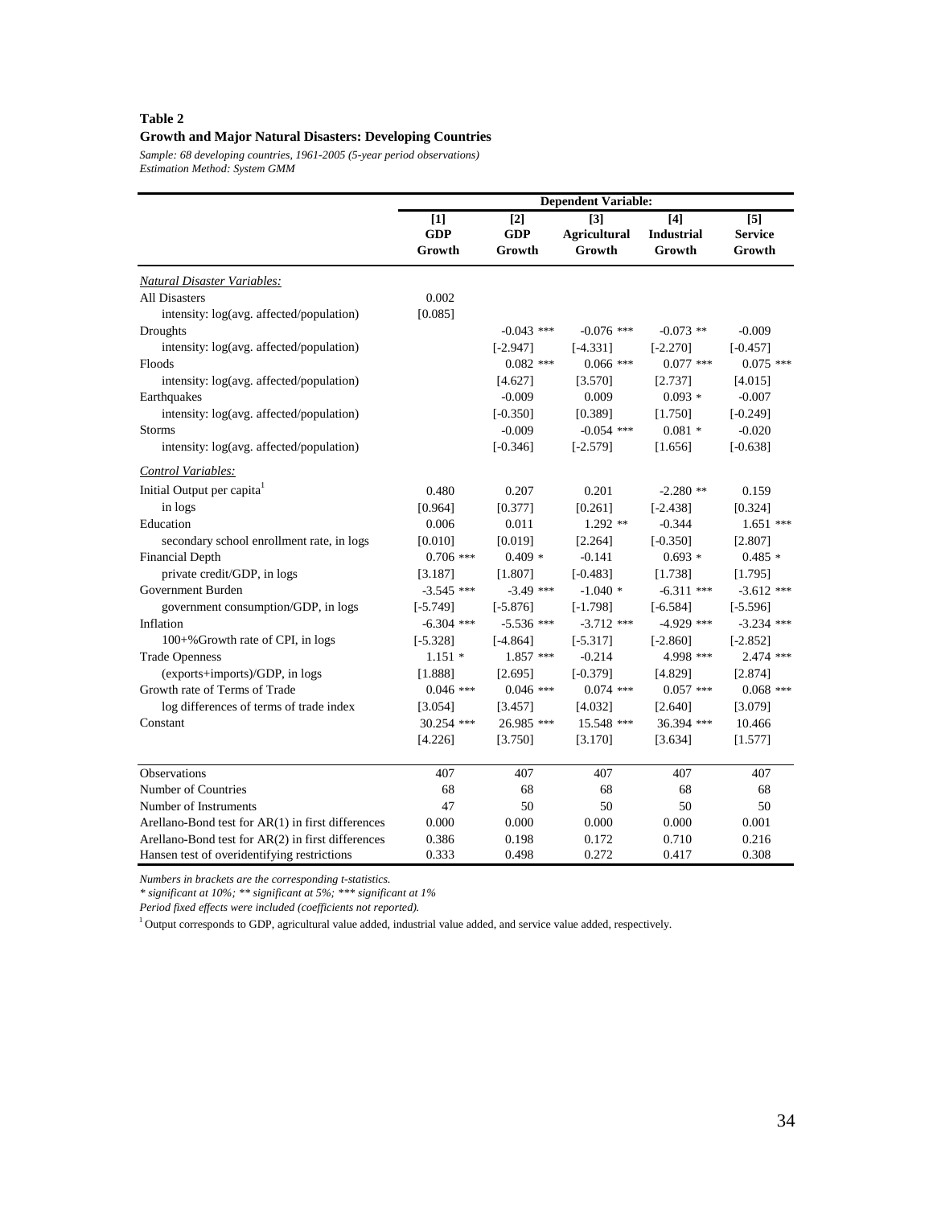**Table 2**

**Growth and Major Natural Disasters: Developing Countries**

*Sample: 68 developing countries, 1961-2005 (5-year period observations)*
*Estimation Method: System GMM*

| | Dependent Variable: | | | | |
|---|---|---|---|---|---|
| | **[1] GDP Growth** | **[2] GDP Growth** | **[3] Agricultural Growth** | **[4] Industrial Growth** | **[5] Service Growth** |
| *Natural Disaster Variables:* | | | | | |
| All Disasters | 0.002 | | | | |
| intensity: log(avg. affected/population) | [0.085] | | | | |
| Droughts | | -0.043 *** | -0.076 *** | -0.073 ** | -0.009 |
| intensity: log(avg. affected/population) | | [-2.947] | [-4.331] | [-2.270] | [-0.457] |
| Floods | | 0.082 *** | 0.066 *** | 0.077 *** | 0.075 *** |
| intensity: log(avg. affected/population) | | [4.627] | [3.570] | [2.737] | [4.015] |
| Earthquakes | | -0.009 | 0.009 | 0.093 * | -0.007 |
| intensity: log(avg. affected/population) | | [-0.350] | [0.389] | [1.750] | [-0.249] |
| Storms | | -0.009 | -0.054 *** | 0.081 * | -0.020 |
| intensity: log(avg. affected/population) | | [-0.346] | [-2.579] | [1.656] | [-0.638] |
| *Control Variables:* | | | | | |
| Initial Output per capita[1] | 0.480 | 0.207 | 0.201 | -2.280 ** | 0.159 |
| in logs | [0.964] | [0.377] | [0.261] | [-2.438] | [0.324] |
| Education | 0.006 | 0.011 | 1.292 ** | -0.344 | 1.651 *** |
| secondary school enrollment rate, in logs | [0.010] | [0.019] | [2.264] | [-0.350] | [2.807] |
| Financial Depth | 0.706 *** | 0.409 * | -0.141 | 0.693 * | 0.485 * |
| private credit/GDP, in logs | [3.187] | [1.807] | [-0.483] | [1.738] | [1.795] |
| Government Burden | -3.545 *** | -3.49 *** | -1.040 * | -6.311 *** | -3.612 *** |
| government consumption/GDP, in logs | [-5.749] | [-5.876] | [-1.798] | [-6.584] | [-5.596] |
| Inflation | -6.304 *** | -5.536 *** | -3.712 *** | -4.929 *** | -3.234 *** |
| 100+%Growth rate of CPI, in logs | [-5.328] | [-4.864] | [-5.317] | [-2.860] | [-2.852] |
| Trade Openness | 1.151 * | 1.857 *** | -0.214 | 4.998 *** | 2.474 *** |
| (exports+imports)/GDP, in logs | [1.888] | [2.695] | [-0.379] | [4.829] | [2.874] |
| Growth rate of Terms of Trade | 0.046 *** | 0.046 *** | 0.074 *** | 0.057 *** | 0.068 *** |
| log differences of terms of trade index | [3.054] | [3.457] | [4.032] | [2.640] | [3.079] |
| Constant | 30.254 *** | 26.985 *** | 15.548 *** | 36.394 *** | 10.466 |
| | [4.226] | [3.750] | [3.170] | [3.634] | [1.577] |
| Observations | 407 | 407 | 407 | 407 | 407 |
| Number of Countries | 68 | 68 | 68 | 68 | 68 |
| Number of Instruments | 47 | 50 | 50 | 50 | 50 |
| Arellano-Bond test for AR(1) in first differences | 0.000 | 0.000 | 0.000 | 0.000 | 0.001 |
| Arellano-Bond test for AR(2) in first differences | 0.386 | 0.198 | 0.172 | 0.710 | 0.216 |
| Hansen test of overidentifying restrictions | 0.333 | 0.498 | 0.272 | 0.417 | 0.308 |

*Numbers in brackets are the corresponding t-statistics.*
*\* significant at 10%; \*\* significant at 5%; \*\*\* significant at 1%*
*Period fixed effects were included (coefficients not reported).*
[1] Output corresponds to GDP, agricultural value added, industrial value added, and service value added, respectively.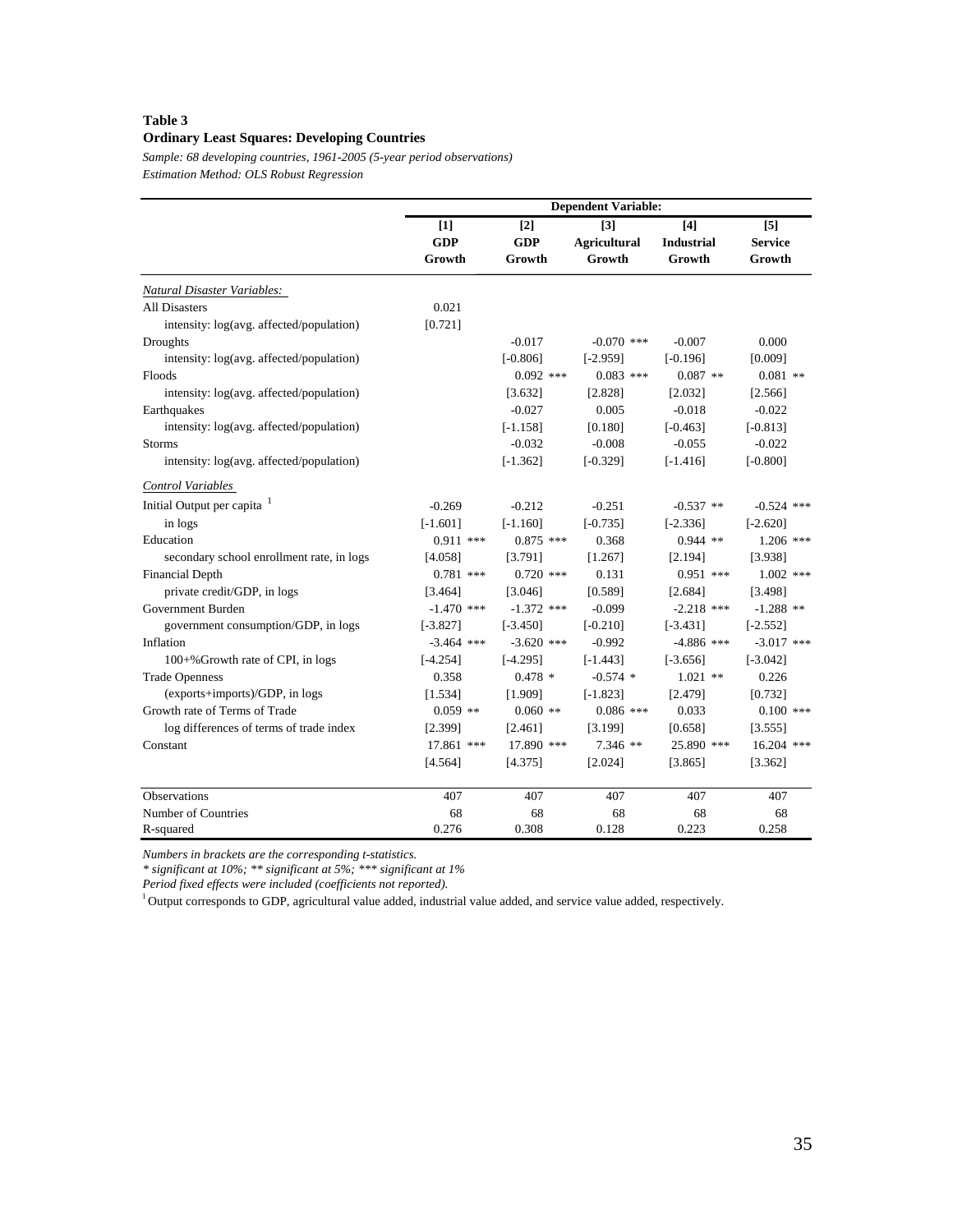**Table 3**

**Ordinary Least Squares: Developing Countries**

*Sample: 68 developing countries, 1961-2005 (5-year period observations)*

*Estimation Method: OLS Robust Regression*

| | Dependent Variable: | | | | |
|---|---|---|---|---|---|
| | **[1] GDP Growth** | **[2] GDP Growth** | **[3] Agricultural Growth** | **[4] Industrial Growth** | **[5] Service Growth** |
| *Natural Disaster Variables:* | | | | | |
| All Disasters | 0.021 | | | | |
| intensity: log(avg. affected/population) | [0.721] | | | | |
| Droughts | | -0.017 | -0.070 *** | -0.007 | 0.000 |
| intensity: log(avg. affected/population) | | [-0.806] | [-2.959] | [-0.196] | [0.009] |
| Floods | | 0.092 *** | 0.083 *** | 0.087 ** | 0.081 ** |
| intensity: log(avg. affected/population) | | [3.632] | [2.828] | [2.032] | [2.566] |
| Earthquakes | | -0.027 | 0.005 | -0.018 | -0.022 |
| intensity: log(avg. affected/population) | | [-1.158] | [0.180] | [-0.463] | [-0.813] |
| Storms | | -0.032 | -0.008 | -0.055 | -0.022 |
| intensity: log(avg. affected/population) | | [-1.362] | [-0.329] | [-1.416] | [-0.800] |
| *Control Variables* | | | | | |
| Initial Output per capita [1] | -0.269 | -0.212 | -0.251 | -0.537 ** | -0.524 *** |
| in logs | [-1.601] | [-1.160] | [-0.735] | [-2.336] | [-2.620] |
| Education | 0.911 *** | 0.875 *** | 0.368 | 0.944 ** | 1.206 *** |
| secondary school enrollment rate, in logs | [4.058] | [3.791] | [1.267] | [2.194] | [3.938] |
| Financial Depth | 0.781 *** | 0.720 *** | 0.131 | 0.951 *** | 1.002 *** |
| private credit/GDP, in logs | [3.464] | [3.046] | [0.589] | [2.684] | [3.498] |
| Government Burden | -1.470 *** | -1.372 *** | -0.099 | -2.218 *** | -1.288 ** |
| government consumption/GDP, in logs | [-3.827] | [-3.450] | [-0.210] | [-3.431] | [-2.552] |
| Inflation | -3.464 *** | -3.620 *** | -0.992 | -4.886 *** | -3.017 *** |
| 100+%Growth rate of CPI, in logs | [-4.254] | [-4.295] | [-1.443] | [-3.656] | [-3.042] |
| Trade Openness | 0.358 | 0.478 * | -0.574 * | 1.021 ** | 0.226 |
| (exports+imports)/GDP, in logs | [1.534] | [1.909] | [-1.823] | [2.479] | [0.732] |
| Growth rate of Terms of Trade | 0.059 ** | 0.060 ** | 0.086 *** | 0.033 | 0.100 *** |
| log differences of terms of trade index | [2.399] | [2.461] | [3.199] | [0.658] | [3.555] |
| Constant | 17.861 *** | 17.890 *** | 7.346 ** | 25.890 *** | 16.204 *** |
| | [4.564] | [4.375] | [2.024] | [3.865] | [3.362] |
| Observations | 407 | 407 | 407 | 407 | 407 |
| Number of Countries | 68 | 68 | 68 | 68 | 68 |
| R-squared | 0.276 | 0.308 | 0.128 | 0.223 | 0.258 |

*Numbers in brackets are the corresponding t-statistics.*

** significant at 10%; ** significant at 5%; *** significant at 1%*

*Period fixed effects were included (coefficients not reported).*

[1] Output corresponds to GDP, agricultural value added, industrial value added, and service value added, respectively.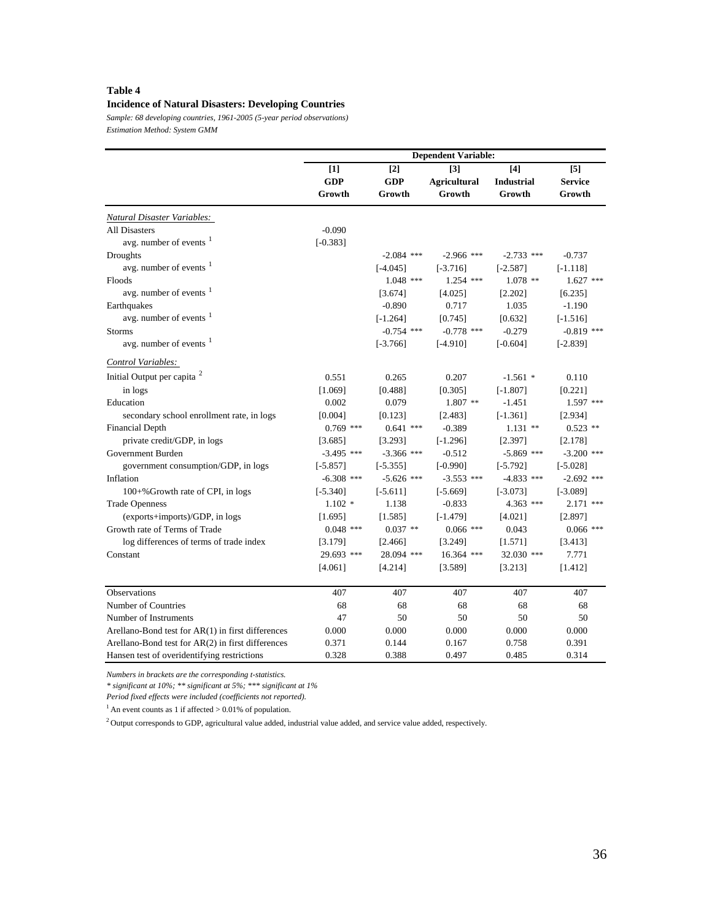**Table 4**

**Incidence of Natural Disasters: Developing Countries**

*Sample: 68 developing countries, 1961-2005 (5-year period observations)*

*Estimation Method: System GMM*

| | Dependent Variable: | | | | |
|---|---|---|---|---|---|
| | [1] GDP Growth | [2] GDP Growth | [3] Agricultural Growth | [4] Industrial Growth | [5] Service Growth |
| *Natural Disaster Variables:* | | | | | |
| All Disasters | -0.090 | | | | |
| avg. number of events [1] | [-0.383] | | | | |
| Droughts | | -2.084 *** | -2.966 *** | -2.733 *** | -0.737 |
| avg. number of events [1] | | [-4.045] | [-3.716] | [-2.587] | [-1.118] |
| Floods | | 1.048 *** | 1.254 *** | 1.078 ** | 1.627 *** |
| avg. number of events [1] | | [3.674] | [4.025] | [2.202] | [6.235] |
| Earthquakes | | -0.890 | 0.717 | 1.035 | -1.190 |
| avg. number of events [1] | | [-1.264] | [0.745] | [0.632] | [-1.516] |
| Storms | | -0.754 *** | -0.778 *** | -0.279 | -0.819 *** |
| avg. number of events [1] | | [-3.766] | [-4.910] | [-0.604] | [-2.839] |
| *Control Variables:* | | | | | |
| Initial Output per capita [2] | 0.551 | 0.265 | 0.207 | -1.561 * | 0.110 |
| in logs | [1.069] | [0.488] | [0.305] | [-1.807] | [0.221] |
| Education | 0.002 | 0.079 | 1.807 ** | -1.451 | 1.597 *** |
| secondary school enrollment rate, in logs | [0.004] | [0.123] | [2.483] | [-1.361] | [2.934] |
| Financial Depth | 0.769 *** | 0.641 *** | -0.389 | 1.131 ** | 0.523 ** |
| private credit/GDP, in logs | [3.685] | [3.293] | [-1.296] | [2.397] | [2.178] |
| Government Burden | -3.495 *** | -3.366 *** | -0.512 | -5.869 *** | -3.200 *** |
| government consumption/GDP, in logs | [-5.857] | [-5.355] | [-0.990] | [-5.792] | [-5.028] |
| Inflation | -6.308 *** | -5.626 *** | -3.553 *** | -4.833 *** | -2.692 *** |
| 100+%Growth rate of CPI, in logs | [-5.340] | [-5.611] | [-5.669] | [-3.073] | [-3.089] |
| Trade Openness | 1.102 * | 1.138 | -0.833 | 4.363 *** | 2.171 *** |
| (exports+imports)/GDP, in logs | [1.695] | [1.585] | [-1.479] | [4.021] | [2.897] |
| Growth rate of Terms of Trade | 0.048 *** | 0.037 ** | 0.066 *** | 0.043 | 0.066 *** |
| log differences of terms of trade index | [3.179] | [2.466] | [3.249] | [1.571] | [3.413] |
| Constant | 29.693 *** | 28.094 *** | 16.364 *** | 32.030 *** | 7.771 |
| | [4.061] | [4.214] | [3.589] | [3.213] | [1.412] |
| Observations | 407 | 407 | 407 | 407 | 407 |
| Number of Countries | 68 | 68 | 68 | 68 | 68 |
| Number of Instruments | 47 | 50 | 50 | 50 | 50 |
| Arellano-Bond test for AR(1) in first differences | 0.000 | 0.000 | 0.000 | 0.000 | 0.000 |
| Arellano-Bond test for AR(2) in first differences | 0.371 | 0.144 | 0.167 | 0.758 | 0.391 |
| Hansen test of overidentifying restrictions | 0.328 | 0.388 | 0.497 | 0.485 | 0.314 |

*Numbers in brackets are the corresponding t-statistics.*

*\* significant at 10%; ** significant at 5%; *** significant at 1%*

*Period fixed effects were included (coefficients not reported).*

[1] An event counts as 1 if affected > 0.01% of population.

[2] Output corresponds to GDP, agricultural value added, industrial value added, and service value added, respectively.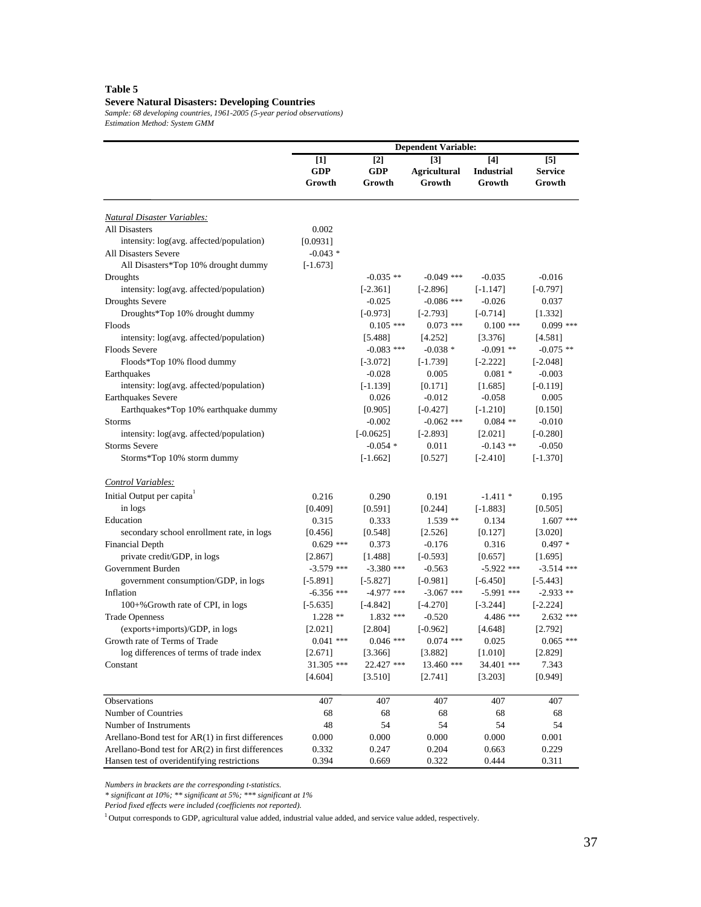**Table 5**

**Severe Natural Disasters: Developing Countries**

*Sample: 68 developing countries, 1961-2005 (5-year period observations)*

*Estimation Method: System GMM*

| | Dependent Variable: | | | | |
|---|---|---|---|---|---|
| | [1] GDP Growth | [2] GDP Growth | [3] Agricultural Growth | [4] Industrial Growth | [5] Service Growth |
| *Natural Disaster Variables:* | | | | | |
| All Disasters | 0.002 | | | | |
| intensity: log(avg. affected/population) | [0.0931] | | | | |
| All Disasters Severe | -0.043 * | | | | |
| All Disasters*Top 10% drought dummy | [-1.673] | | | | |
| Droughts | | -0.035 ** | -0.049 *** | -0.035 | -0.016 |
| intensity: log(avg. affected/population) | | [-2.361] | [-2.896] | [-1.147] | [-0.797] |
| Droughts Severe | | -0.025 | -0.086 *** | -0.026 | 0.037 |
| Droughts*Top 10% drought dummy | | [-0.973] | [-2.793] | [-0.714] | [1.332] |
| Floods | | 0.105 *** | 0.073 *** | 0.100 *** | 0.099 *** |
| intensity: log(avg. affected/population) | | [5.488] | [4.252] | [3.376] | [4.581] |
| Floods Severe | | -0.083 *** | -0.038 * | -0.091 ** | -0.075 ** |
| Floods*Top 10% flood dummy | | [-3.072] | [-1.739] | [-2.222] | [-2.048] |
| Earthquakes | | -0.028 | 0.005 | 0.081 * | -0.003 |
| intensity: log(avg. affected/population) | | [-1.139] | [0.171] | [1.685] | [-0.119] |
| Earthquakes Severe | | 0.026 | -0.012 | -0.058 | 0.005 |
| Earthquakes*Top 10% earthquake dummy | | [0.905] | [-0.427] | [-1.210] | [0.150] |
| Storms | | -0.002 | -0.062 *** | 0.084 ** | -0.010 |
| intensity: log(avg. affected/population) | | [-0.0625] | [-2.893] | [2.021] | [-0.280] |
| Storms Severe | | -0.054 * | 0.011 | -0.143 ** | -0.050 |
| Storms*Top 10% storm dummy | | [-1.662] | [0.527] | [-2.410] | [-1.370] |
| *Control Variables:* | | | | | |
| Initial Output per capita[1] | 0.216 | 0.290 | 0.191 | -1.411 * | 0.195 |
| in logs | [0.409] | [0.591] | [0.244] | [-1.883] | [0.505] |
| Education | 0.315 | 0.333 | 1.539 ** | 0.134 | 1.607 *** |
| secondary school enrollment rate, in logs | [0.456] | [0.548] | [2.526] | [0.127] | [3.020] |
| Financial Depth | 0.629 *** | 0.373 | -0.176 | 0.316 | 0.497 * |
| private credit/GDP, in logs | [2.867] | [1.488] | [-0.593] | [0.657] | [1.695] |
| Government Burden | -3.579 *** | -3.380 *** | -0.563 | -5.922 *** | -3.514 *** |
| government consumption/GDP, in logs | [-5.891] | [-5.827] | [-0.981] | [-6.450] | [-5.443] |
| Inflation | -6.356 *** | -4.977 *** | -3.067 *** | -5.991 *** | -2.933 ** |
| 100+%Growth rate of CPI, in logs | [-5.635] | [-4.842] | [-4.270] | [-3.244] | [-2.224] |
| Trade Openness | 1.228 ** | 1.832 *** | -0.520 | 4.486 *** | 2.632 *** |
| (exports+imports)/GDP, in logs | [2.021] | [2.804] | [-0.962] | [4.648] | [2.792] |
| Growth rate of Terms of Trade | 0.041 *** | 0.046 *** | 0.074 *** | 0.025 | 0.065 *** |
| log differences of terms of trade index | [2.671] | [3.366] | [3.882] | [1.010] | [2.829] |
| Constant | 31.305 *** | 22.427 *** | 13.460 *** | 34.401 *** | 7.343 |
| | [4.604] | [3.510] | [2.741] | [3.203] | [0.949] |
| Observations | 407 | 407 | 407 | 407 | 407 |
| Number of Countries | 68 | 68 | 68 | 68 | 68 |
| Number of Instruments | 48 | 54 | 54 | 54 | 54 |
| Arellano-Bond test for AR(1) in first differences | 0.000 | 0.000 | 0.000 | 0.000 | 0.001 |
| Arellano-Bond test for AR(2) in first differences | 0.332 | 0.247 | 0.204 | 0.663 | 0.229 |
| Hansen test of overidentifying restrictions | 0.394 | 0.669 | 0.322 | 0.444 | 0.311 |

*Numbers in brackets are the corresponding t-statistics.*

*\* significant at 10%; ** significant at 5%; *** significant at 1%*

*Period fixed effects were included (coefficients not reported).*

[1] Output corresponds to GDP, agricultural value added, industrial value added, and service value added, respectively.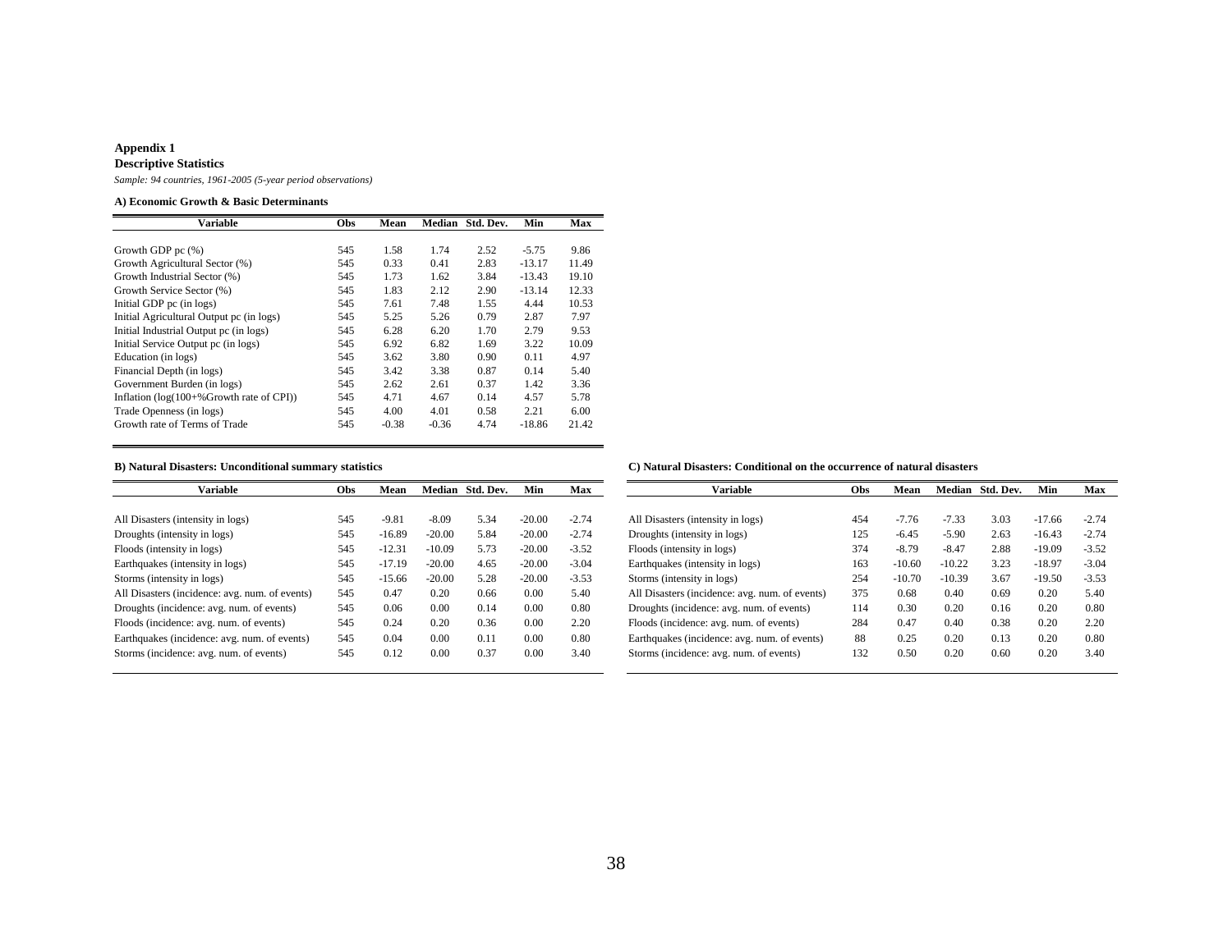**Appendix 1**

**Descriptive Statistics**

*Sample: 94 countries, 1961-2005 (5-year period observations)*

**A) Economic Growth & Basic Determinants**

| Variable | Obs | Mean | Median | Std. Dev. | Min | Max |
|---|---|---|---|---|---|---|
| Growth GDP pc (%) | 545 | 1.58 | 1.74 | 2.52 | -5.75 | 9.86 |
| Growth Agricultural Sector (%) | 545 | 0.33 | 0.41 | 2.83 | -13.17 | 11.49 |
| Growth Industrial Sector (%) | 545 | 1.73 | 1.62 | 3.84 | -13.43 | 19.10 |
| Growth Service Sector (%) | 545 | 1.83 | 2.12 | 2.90 | -13.14 | 12.33 |
| Initial GDP pc (in logs) | 545 | 7.61 | 7.48 | 1.55 | 4.44 | 10.53 |
| Initial Agricultural Output pc (in logs) | 545 | 5.25 | 5.26 | 0.79 | 2.87 | 7.97 |
| Initial Industrial Output pc (in logs) | 545 | 6.28 | 6.20 | 1.70 | 2.79 | 9.53 |
| Initial Service Output pc (in logs) | 545 | 6.92 | 6.82 | 1.69 | 3.22 | 10.09 |
| Education (in logs) | 545 | 3.62 | 3.80 | 0.90 | 0.11 | 4.97 |
| Financial Depth (in logs) | 545 | 3.42 | 3.38 | 0.87 | 0.14 | 5.40 |
| Government Burden (in logs) | 545 | 2.62 | 2.61 | 0.37 | 1.42 | 3.36 |
| Inflation (log(100+%Growth rate of CPI)) | 545 | 4.71 | 4.67 | 0.14 | 4.57 | 5.78 |
| Trade Openness (in logs) | 545 | 4.00 | 4.01 | 0.58 | 2.21 | 6.00 |
| Growth rate of Terms of Trade | 545 | -0.38 | -0.36 | 4.74 | -18.86 | 21.42 |

**B) Natural Disasters: Unconditional summary statistics**

| Variable | Obs | Mean | Median | Std. Dev. | Min | Max |
|---|---|---|---|---|---|---|
| All Disasters (intensity in logs) | 545 | -9.81 | -8.09 | 5.34 | -20.00 | -2.74 |
| Droughts (intensity in logs) | 545 | -16.89 | -20.00 | 5.84 | -20.00 | -2.74 |
| Floods (intensity in logs) | 545 | -12.31 | -10.09 | 5.73 | -20.00 | -3.52 |
| Earthquakes (intensity in logs) | 545 | -17.19 | -20.00 | 4.65 | -20.00 | -3.04 |
| Storms (intensity in logs) | 545 | -15.66 | -20.00 | 5.28 | -20.00 | -3.53 |
| All Disasters (incidence: avg. num. of events) | 545 | 0.47 | 0.20 | 0.66 | 0.00 | 5.40 |
| Droughts (incidence: avg. num. of events) | 545 | 0.06 | 0.00 | 0.14 | 0.00 | 0.80 |
| Floods (incidence: avg. num. of events) | 545 | 0.24 | 0.20 | 0.36 | 0.00 | 2.20 |
| Earthquakes (incidence: avg. num. of events) | 545 | 0.04 | 0.00 | 0.11 | 0.00 | 0.80 |
| Storms (incidence: avg. num. of events) | 545 | 0.12 | 0.00 | 0.37 | 0.00 | 3.40 |

**C) Natural Disasters: Conditional on the occurrence of natural disasters**

| Variable | Obs | Mean | Median | Std. Dev. | Min | Max |
|---|---|---|---|---|---|---|
| All Disasters (intensity in logs) | 454 | -7.76 | -7.33 | 3.03 | -17.66 | -2.74 |
| Droughts (intensity in logs) | 125 | -6.45 | -5.90 | 2.63 | -16.43 | -2.74 |
| Floods (intensity in logs) | 374 | -8.79 | -8.47 | 2.88 | -19.09 | -3.52 |
| Earthquakes (intensity in logs) | 163 | -10.60 | -10.22 | 3.23 | -18.97 | -3.04 |
| Storms (intensity in logs) | 254 | -10.70 | -10.39 | 3.67 | -19.50 | -3.53 |
| All Disasters (incidence: avg. num. of events) | 375 | 0.68 | 0.40 | 0.69 | 0.20 | 5.40 |
| Droughts (incidence: avg. num. of events) | 114 | 0.30 | 0.20 | 0.16 | 0.20 | 0.80 |
| Floods (incidence: avg. num. of events) | 284 | 0.47 | 0.40 | 0.38 | 0.20 | 2.20 |
| Earthquakes (incidence: avg. num. of events) | 88 | 0.25 | 0.20 | 0.13 | 0.20 | 0.80 |
| Storms (incidence: avg. num. of events) | 132 | 0.50 | 0.20 | 0.60 | 0.20 | 3.40 |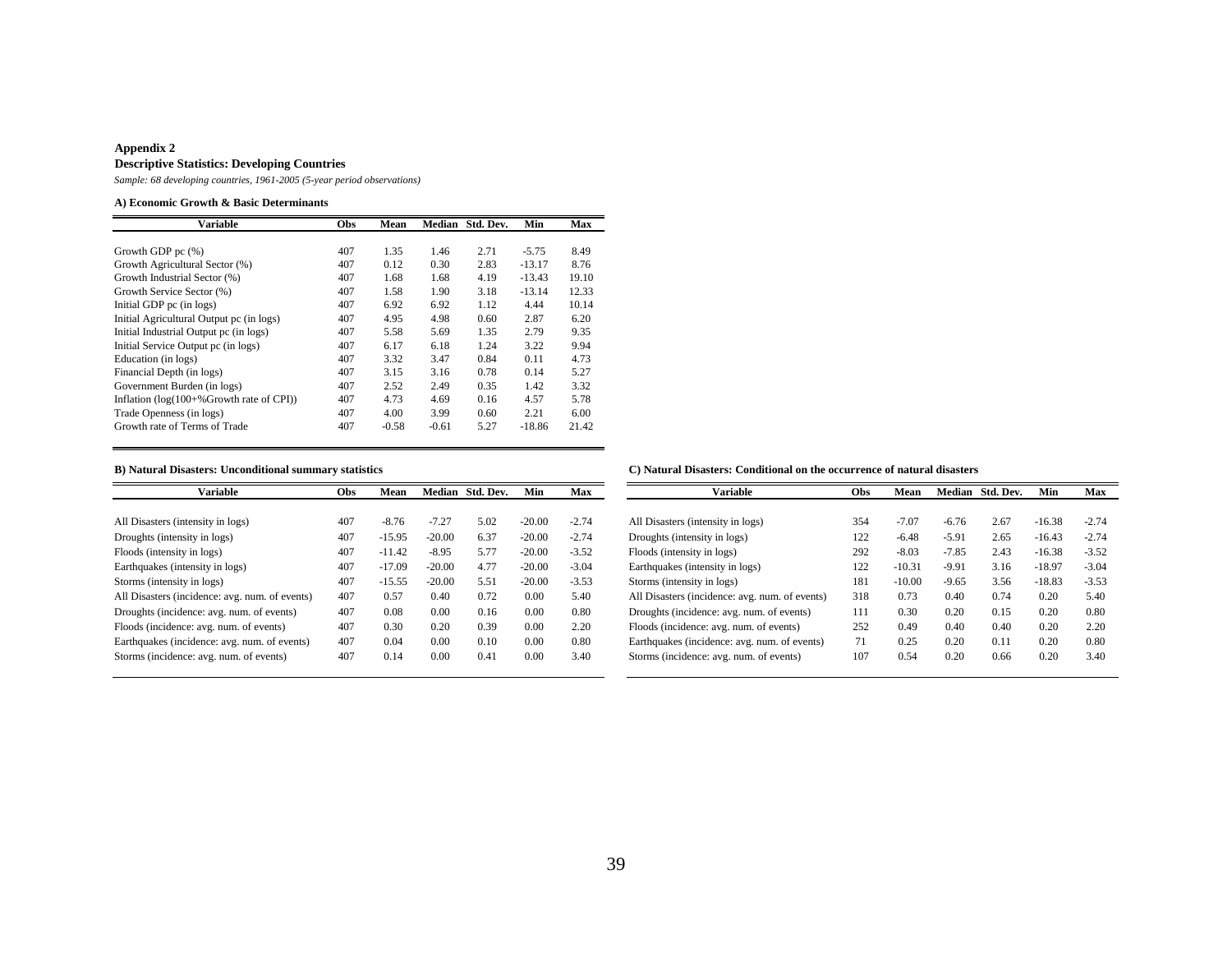**Appendix 2**

**Descriptive Statistics: Developing Countries**

*Sample: 68 developing countries, 1961-2005 (5-year period observations)*

**A) Economic Growth & Basic Determinants**

| Variable | Obs | Mean | Median | Std. Dev. | Min | Max |
|---|---|---|---|---|---|---|
| Growth GDP pc (%) | 407 | 1.35 | 1.46 | 2.71 | -5.75 | 8.49 |
| Growth Agricultural Sector (%) | 407 | 0.12 | 0.30 | 2.83 | -13.17 | 8.76 |
| Growth Industrial Sector (%) | 407 | 1.68 | 1.68 | 4.19 | -13.43 | 19.10 |
| Growth Service Sector (%) | 407 | 1.58 | 1.90 | 3.18 | -13.14 | 12.33 |
| Initial GDP pc (in logs) | 407 | 6.92 | 6.92 | 1.12 | 4.44 | 10.14 |
| Initial Agricultural Output pc (in logs) | 407 | 4.95 | 4.98 | 0.60 | 2.87 | 6.20 |
| Initial Industrial Output pc (in logs) | 407 | 5.58 | 5.69 | 1.35 | 2.79 | 9.35 |
| Initial Service Output pc (in logs) | 407 | 6.17 | 6.18 | 1.24 | 3.22 | 9.94 |
| Education (in logs) | 407 | 3.32 | 3.47 | 0.84 | 0.11 | 4.73 |
| Financial Depth (in logs) | 407 | 3.15 | 3.16 | 0.78 | 0.14 | 5.27 |
| Government Burden (in logs) | 407 | 2.52 | 2.49 | 0.35 | 1.42 | 3.32 |
| Inflation (log(100+%Growth rate of CPI)) | 407 | 4.73 | 4.69 | 0.16 | 4.57 | 5.78 |
| Trade Openness (in logs) | 407 | 4.00 | 3.99 | 0.60 | 2.21 | 6.00 |
| Growth rate of Terms of Trade | 407 | -0.58 | -0.61 | 5.27 | -18.86 | 21.42 |

**B) Natural Disasters: Unconditional summary statistics**

| Variable | Obs | Mean | Median | Std. Dev. | Min | Max |
|---|---|---|---|---|---|---|
| All Disasters (intensity in logs) | 407 | -8.76 | -7.27 | 5.02 | -20.00 | -2.74 |
| Droughts (intensity in logs) | 407 | -15.95 | -20.00 | 6.37 | -20.00 | -2.74 |
| Floods (intensity in logs) | 407 | -11.42 | -8.95 | 5.77 | -20.00 | -3.52 |
| Earthquakes (intensity in logs) | 407 | -17.09 | -20.00 | 4.77 | -20.00 | -3.04 |
| Storms (intensity in logs) | 407 | -15.55 | -20.00 | 5.51 | -20.00 | -3.53 |
| All Disasters (incidence: avg. num. of events) | 407 | 0.57 | 0.40 | 0.72 | 0.00 | 5.40 |
| Droughts (incidence: avg. num. of events) | 407 | 0.08 | 0.00 | 0.16 | 0.00 | 0.80 |
| Floods (incidence: avg. num. of events) | 407 | 0.30 | 0.20 | 0.39 | 0.00 | 2.20 |
| Earthquakes (incidence: avg. num. of events) | 407 | 0.04 | 0.00 | 0.10 | 0.00 | 0.80 |
| Storms (incidence: avg. num. of events) | 407 | 0.14 | 0.00 | 0.41 | 0.00 | 3.40 |

**C) Natural Disasters: Conditional on the occurrence of natural disasters**

| Variable | Obs | Mean | Median | Std. Dev. | Min | Max |
|---|---|---|---|---|---|---|
| All Disasters (intensity in logs) | 354 | -7.07 | -6.76 | 2.67 | -16.38 | -2.74 |
| Droughts (intensity in logs) | 122 | -6.48 | -5.91 | 2.65 | -16.43 | -2.74 |
| Floods (intensity in logs) | 292 | -8.03 | -7.85 | 2.43 | -16.38 | -3.52 |
| Earthquakes (intensity in logs) | 122 | -10.31 | -9.91 | 3.16 | -18.97 | -3.04 |
| Storms (intensity in logs) | 181 | -10.00 | -9.65 | 3.56 | -18.83 | -3.53 |
| All Disasters (incidence: avg. num. of events) | 318 | 0.73 | 0.40 | 0.74 | 0.20 | 5.40 |
| Droughts (incidence: avg. num. of events) | 111 | 0.30 | 0.20 | 0.15 | 0.20 | 0.80 |
| Floods (incidence: avg. num. of events) | 252 | 0.49 | 0.40 | 0.40 | 0.20 | 2.20 |
| Earthquakes (incidence: avg. num. of events) | 71 | 0.25 | 0.20 | 0.11 | 0.20 | 0.80 |
| Storms (incidence: avg. num. of events) | 107 | 0.54 | 0.20 | 0.66 | 0.20 | 3.40 |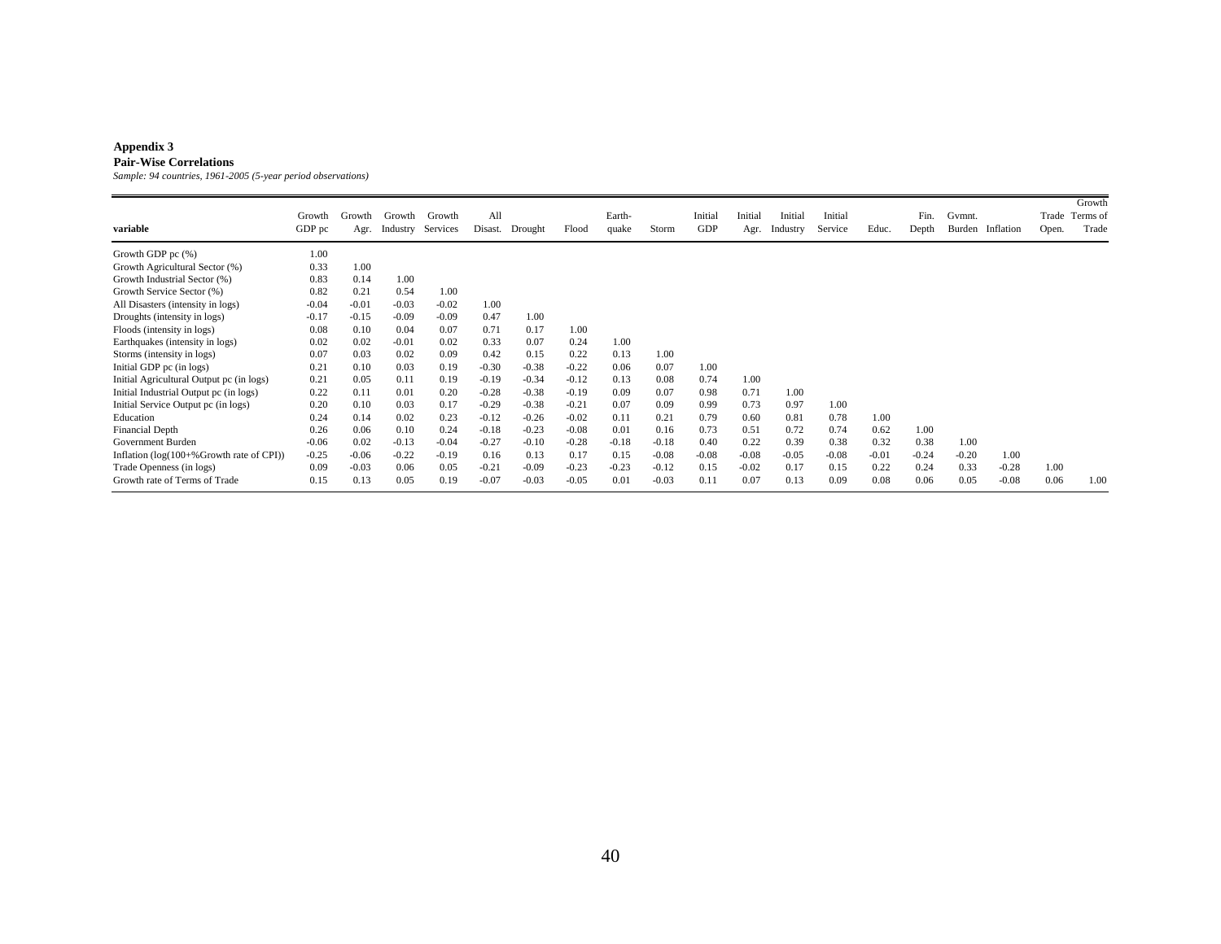**Appendix 3**

**Pair-Wise Correlations**

*Sample: 94 countries, 1961-2005 (5-year period observations)*

| variable | Growth GDP pc | Growth Agr. | Growth Industry | Growth Services | All Disast. | Drought | Flood | Earth-quake | Storm | Initial GDP | Initial Agr. | Initial Industry | Initial Service | Educ. | Fin. Depth | Gvmnt. Burden | Inflation | Trade Open. | Growth Terms of Trade |
|---|---|---|---|---|---|---|---|---|---|---|---|---|---|---|---|---|---|---|---|
| Growth GDP pc (%) | 1.00 | | | | | | | | | | | | | | | | | | |
| Growth Agricultural Sector (%) | 0.33 | 1.00 | | | | | | | | | | | | | | | | | |
| Growth Industrial Sector (%) | 0.83 | 0.14 | 1.00 | | | | | | | | | | | | | | | | |
| Growth Service Sector (%) | 0.82 | 0.21 | 0.54 | 1.00 | | | | | | | | | | | | | | | |
| All Disasters (intensity in logs) | -0.04 | -0.01 | -0.03 | -0.02 | 1.00 | | | | | | | | | | | | | | |
| Droughts (intensity in logs) | -0.17 | -0.15 | -0.09 | -0.09 | 0.47 | 1.00 | | | | | | | | | | | | | |
| Floods (intensity in logs) | 0.08 | 0.10 | 0.04 | 0.07 | 0.71 | 0.17 | 1.00 | | | | | | | | | | | | |
| Earthquakes (intensity in logs) | 0.02 | 0.02 | -0.01 | 0.02 | 0.33 | 0.07 | 0.24 | 1.00 | | | | | | | | | | | |
| Storms (intensity in logs) | 0.07 | 0.03 | 0.02 | 0.09 | 0.42 | 0.15 | 0.22 | 0.13 | 1.00 | | | | | | | | | | |
| Initial GDP pc (in logs) | 0.21 | 0.10 | 0.03 | 0.19 | -0.30 | -0.38 | -0.22 | 0.06 | 0.07 | 1.00 | | | | | | | | | |
| Initial Agricultural Output pc (in logs) | 0.21 | 0.05 | 0.11 | 0.19 | -0.19 | -0.34 | -0.12 | 0.13 | 0.08 | 0.74 | 1.00 | | | | | | | | |
| Initial Industrial Output pc (in logs) | 0.22 | 0.11 | 0.01 | 0.20 | -0.28 | -0.38 | -0.19 | 0.09 | 0.07 | 0.98 | 0.71 | 1.00 | | | | | | | |
| Initial Service Output pc (in logs) | 0.20 | 0.10 | 0.03 | 0.17 | -0.29 | -0.38 | -0.21 | 0.07 | 0.09 | 0.99 | 0.73 | 0.97 | 1.00 | | | | | | |
| Education | 0.24 | 0.14 | 0.02 | 0.23 | -0.12 | -0.26 | -0.02 | 0.11 | 0.21 | 0.79 | 0.60 | 0.81 | 0.78 | 1.00 | | | | | |
| Financial Depth | 0.26 | 0.06 | 0.10 | 0.24 | -0.18 | -0.23 | -0.08 | 0.01 | 0.16 | 0.73 | 0.51 | 0.72 | 0.74 | 0.62 | 1.00 | | | | |
| Government Burden | -0.06 | 0.02 | -0.13 | -0.04 | -0.27 | -0.10 | -0.28 | -0.18 | -0.18 | 0.40 | 0.22 | 0.39 | 0.38 | 0.32 | 0.38 | 1.00 | | | |
| Inflation (log(100+%Growth rate of CPI)) | -0.25 | -0.06 | -0.22 | -0.19 | 0.16 | 0.13 | 0.17 | 0.15 | -0.08 | -0.08 | -0.08 | -0.05 | -0.08 | -0.01 | -0.24 | -0.20 | 1.00 | | |
| Trade Openness (in logs) | 0.09 | -0.03 | 0.06 | 0.05 | -0.21 | -0.09 | -0.23 | -0.23 | -0.12 | 0.15 | -0.02 | 0.17 | 0.15 | 0.22 | 0.24 | 0.33 | -0.28 | 1.00 | |
| Growth rate of Terms of Trade | 0.15 | 0.13 | 0.05 | 0.19 | -0.07 | -0.03 | -0.05 | 0.01 | -0.03 | 0.11 | 0.07 | 0.13 | 0.09 | 0.08 | 0.06 | 0.05 | -0.08 | 0.06 | 1.00 |